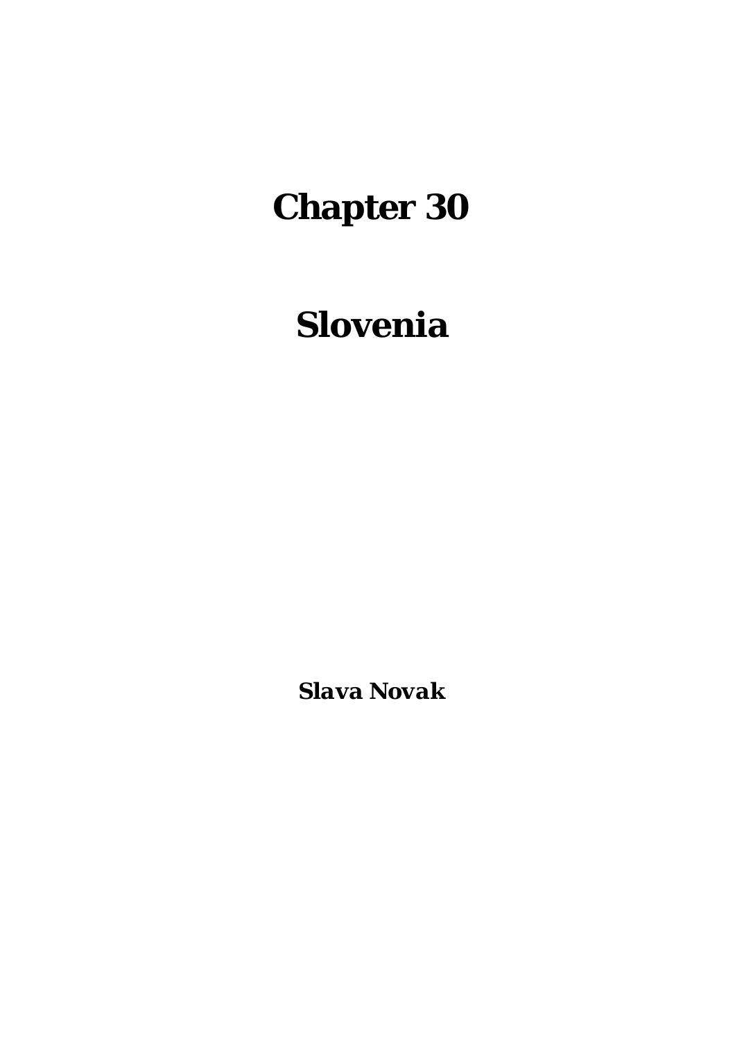# Chapter 30

# Slovenia

**Slava Novak**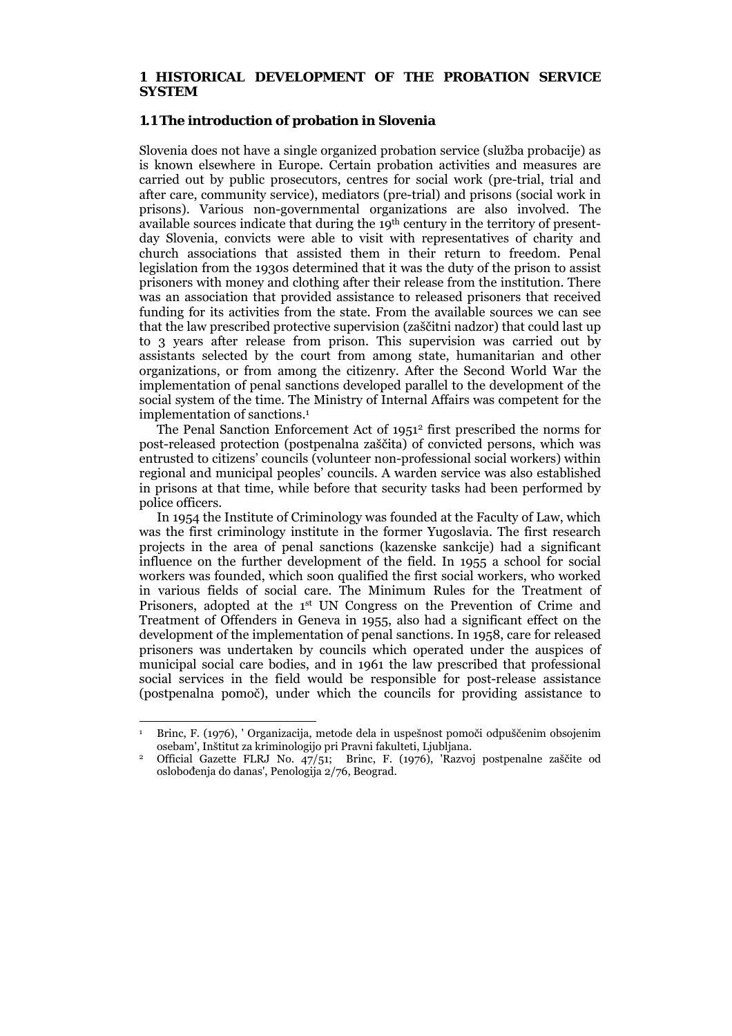# 1 HISTORICAL DEVELOPMENT OF THE PROBATION SERVICE SYSTEM

## 1.1 The introduction of probation in Slovenia

Slovenia does not have a single organized probation service (služba probacije) as is known elsewhere in Europe. Certain probation activities and measures are carried out by public prosecutors, centres for social work (pre-trial, trial and after care, community service), mediators (pre-trial) and prisons (social work in prisons). Various non-governmental organizations are also involved. The available sources indicate that during the 19th century in the territory of present-day Slovenia, convicts were able to visit with representatives of charity and church associations that assisted them in their return to freedom. Penal legislation from the 1930s determined that it was the duty of the prison to assist prisoners with money and clothing after their release from the institution. There was an association that provided assistance to released prisoners that received funding for its activities from the state. From the available sources we can see that the law prescribed protective supervision (zaščitni nadzor) that could last up to 3 years after release from prison. This supervision was carried out by assistants selected by the court from among state, humanitarian and other organizations, or from among the citizenry. After the Second World War the implementation of penal sanctions developed parallel to the development of the social system of the time. The Ministry of Internal Affairs was competent for the implementation of sanctions.[1]

The Penal Sanction Enforcement Act of 1951[2] first prescribed the norms for post-released protection (postpenalna zaščita) of convicted persons, which was entrusted to citizens' councils (volunteer non-professional social workers) within regional and municipal peoples' councils. A warden service was also established in prisons at that time, while before that security tasks had been performed by police officers.

In 1954 the Institute of Criminology was founded at the Faculty of Law, which was the first criminology institute in the former Yugoslavia. The first research projects in the area of penal sanctions (kazenske sankcije) had a significant influence on the further development of the field. In 1955 a school for social workers was founded, which soon qualified the first social workers, who worked in various fields of social care. The Minimum Rules for the Treatment of Prisoners, adopted at the 1st UN Congress on the Prevention of Crime and Treatment of Offenders in Geneva in 1955, also had a significant effect on the development of the implementation of penal sanctions. In 1958, care for released prisoners was undertaken by councils which operated under the auspices of municipal social care bodies, and in 1961 the law prescribed that professional social services in the field would be responsible for post-release assistance (postpenalna pomoč), under which the councils for providing assistance to

---

[1] Brinc, F. (1976), ' Organizacija, metode dela in uspešnost pomoči odpuščenim obsojenim osebam', Inštitut za kriminologijo pri Pravni fakulteti, Ljubljana.

[2] Official Gazette FLRJ No. 47/51; Brinc, F. (1976), 'Razvoj postpenalne zaščite od oslobođenja do danas', Penologija 2/76, Beograd.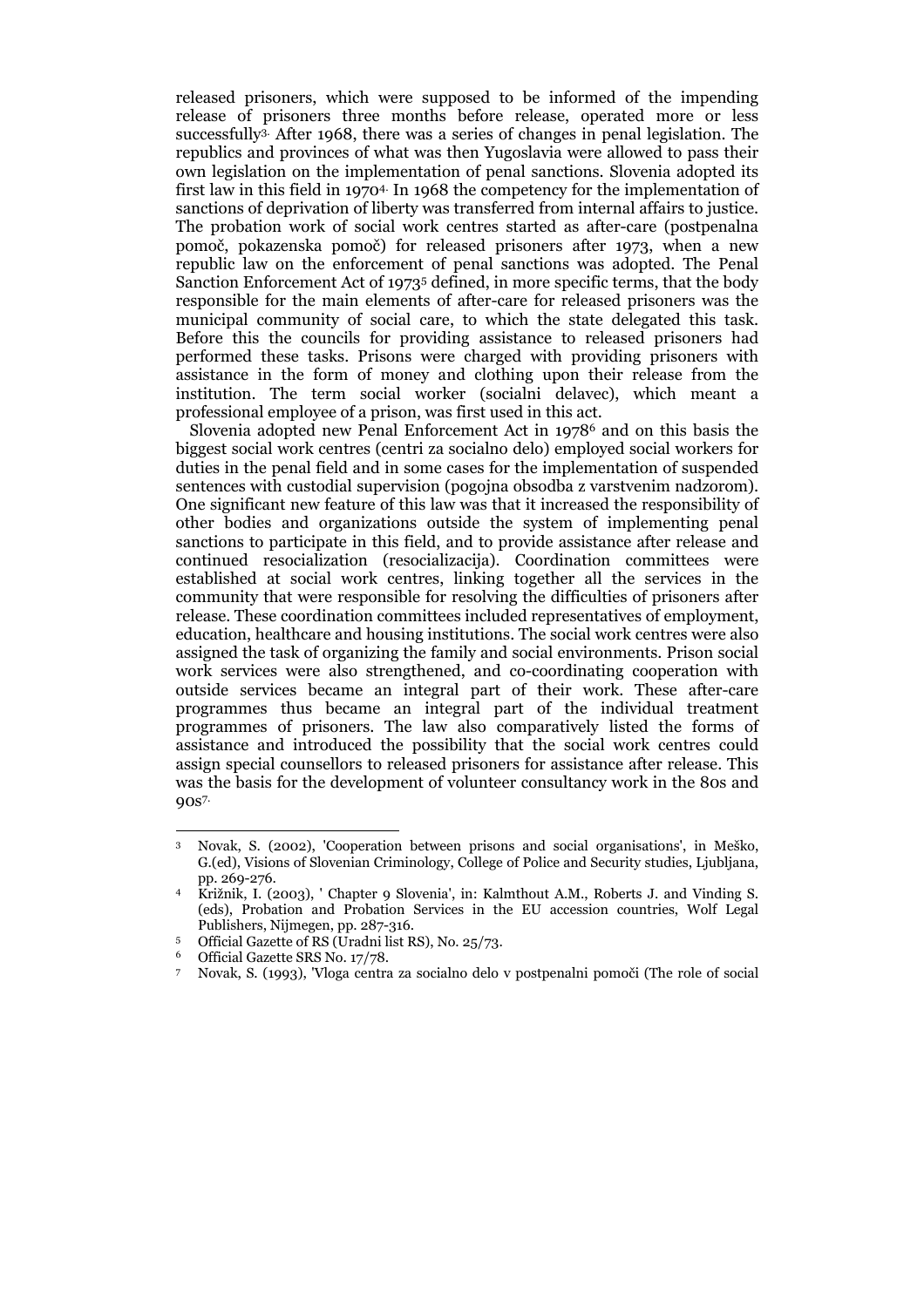released prisoners, which were supposed to be informed of the impending release of prisoners three months before release, operated more or less successfully[3]. After 1968, there was a series of changes in penal legislation. The republics and provinces of what was then Yugoslavia were allowed to pass their own legislation on the implementation of penal sanctions. Slovenia adopted its first law in this field in 1970[4]. In 1968 the competency for the implementation of sanctions of deprivation of liberty was transferred from internal affairs to justice. The probation work of social work centres started as after-care (postpenalna pomoč, pokazenska pomoč) for released prisoners after 1973, when a new republic law on the enforcement of penal sanctions was adopted. The Penal Sanction Enforcement Act of 1973[5] defined, in more specific terms, that the body responsible for the main elements of after-care for released prisoners was the municipal community of social care, to which the state delegated this task. Before this the councils for providing assistance to released prisoners had performed these tasks. Prisons were charged with providing prisoners with assistance in the form of money and clothing upon their release from the institution. The term social worker (socialni delavec), which meant a professional employee of a prison, was first used in this act.

Slovenia adopted new Penal Enforcement Act in 1978[6] and on this basis the biggest social work centres (centri za socialno delo) employed social workers for duties in the penal field and in some cases for the implementation of suspended sentences with custodial supervision (pogojna obsodba z varstvenim nadzorom). One significant new feature of this law was that it increased the responsibility of other bodies and organizations outside the system of implementing penal sanctions to participate in this field, and to provide assistance after release and continued resocialization (resocializacija). Coordination committees were established at social work centres, linking together all the services in the community that were responsible for resolving the difficulties of prisoners after release. These coordination committees included representatives of employment, education, healthcare and housing institutions. The social work centres were also assigned the task of organizing the family and social environments. Prison social work services were also strengthened, and co-coordinating cooperation with outside services became an integral part of their work. These after-care programmes thus became an integral part of the individual treatment programmes of prisoners. The law also comparatively listed the forms of assistance and introduced the possibility that the social work centres could assign special counsellors to released prisoners for assistance after release. This was the basis for the development of volunteer consultancy work in the 80s and 90s[7].

---

[3] Novak, S. (2002), 'Cooperation between prisons and social organisations', in Meško, G.(ed), Visions of Slovenian Criminology, College of Police and Security studies, Ljubljana, pp. 269-276.

[4] Križnik, I. (2003), ' Chapter 9 Slovenia', in: Kalmthout A.M., Roberts J. and Vinding S. (eds), Probation and Probation Services in the EU accession countries, Wolf Legal Publishers, Nijmegen, pp. 287-316.

[5] Official Gazette of RS (Uradni list RS), No. 25/73.

[6] Official Gazette SRS No. 17/78.

[7] Novak, S. (1993), 'Vloga centra za socialno delo v postpenalni pomoči (The role of social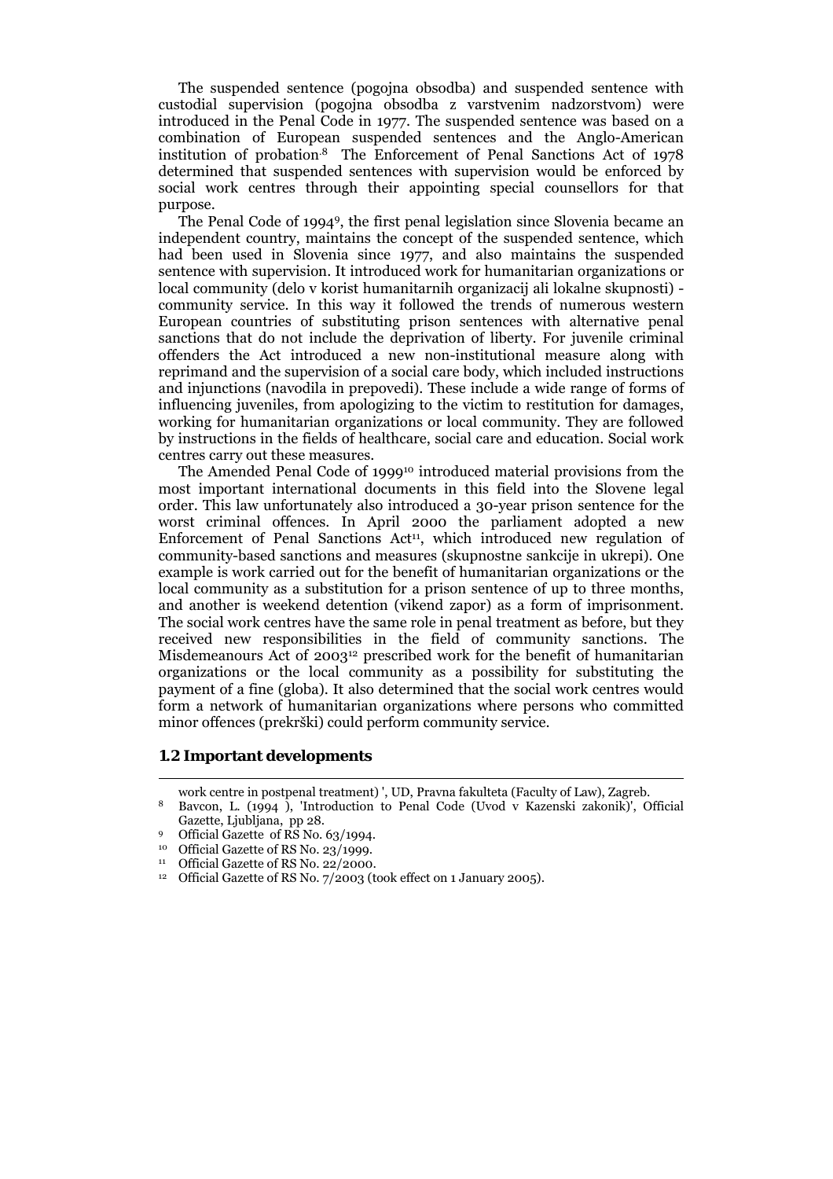The suspended sentence (pogojna obsodba) and suspended sentence with custodial supervision (pogojna obsodba z varstvenim nadzorstvom) were introduced in the Penal Code in 1977. The suspended sentence was based on a combination of European suspended sentences and the Anglo-American institution of probation.[8] The Enforcement of Penal Sanctions Act of 1978 determined that suspended sentences with supervision would be enforced by social work centres through their appointing special counsellors for that purpose.

The Penal Code of 1994[9], the first penal legislation since Slovenia became an independent country, maintains the concept of the suspended sentence, which had been used in Slovenia since 1977, and also maintains the suspended sentence with supervision. It introduced work for humanitarian organizations or local community (delo v korist humanitarnih organizacij ali lokalne skupnosti) - community service. In this way it followed the trends of numerous western European countries of substituting prison sentences with alternative penal sanctions that do not include the deprivation of liberty. For juvenile criminal offenders the Act introduced a new non-institutional measure along with reprimand and the supervision of a social care body, which included instructions and injunctions (navodila in prepovedi). These include a wide range of forms of influencing juveniles, from apologizing to the victim to restitution for damages, working for humanitarian organizations or local community. They are followed by instructions in the fields of healthcare, social care and education. Social work centres carry out these measures.

The Amended Penal Code of 1999[10] introduced material provisions from the most important international documents in this field into the Slovene legal order. This law unfortunately also introduced a 30-year prison sentence for the worst criminal offences. In April 2000 the parliament adopted a new Enforcement of Penal Sanctions Act[11], which introduced new regulation of community-based sanctions and measures (skupnostne sankcije in ukrepi). One example is work carried out for the benefit of humanitarian organizations or the local community as a substitution for a prison sentence of up to three months, and another is weekend detention (vikend zapor) as a form of imprisonment. The social work centres have the same role in penal treatment as before, but they received new responsibilities in the field of community sanctions. The Misdemeanours Act of 2003[12] prescribed work for the benefit of humanitarian organizations or the local community as a possibility for substituting the payment of a fine (globa). It also determined that the social work centres would form a network of humanitarian organizations where persons who committed minor offences (prekrški) could perform community service.

## 1.2 Important developments

---

work centre in postpenal treatment) ', UD, Pravna fakulteta (Faculty of Law), Zagreb.

[8] Bavcon, L. (1994 ), 'Introduction to Penal Code (Uvod v Kazenski zakonik)', Official Gazette, Ljubljana, pp 28.

[9] Official Gazette of RS No. 63/1994.

[10] Official Gazette of RS No. 23/1999.

[11] Official Gazette of RS No. 22/2000.

[12] Official Gazette of RS No. 7/2003 (took effect on 1 January 2005).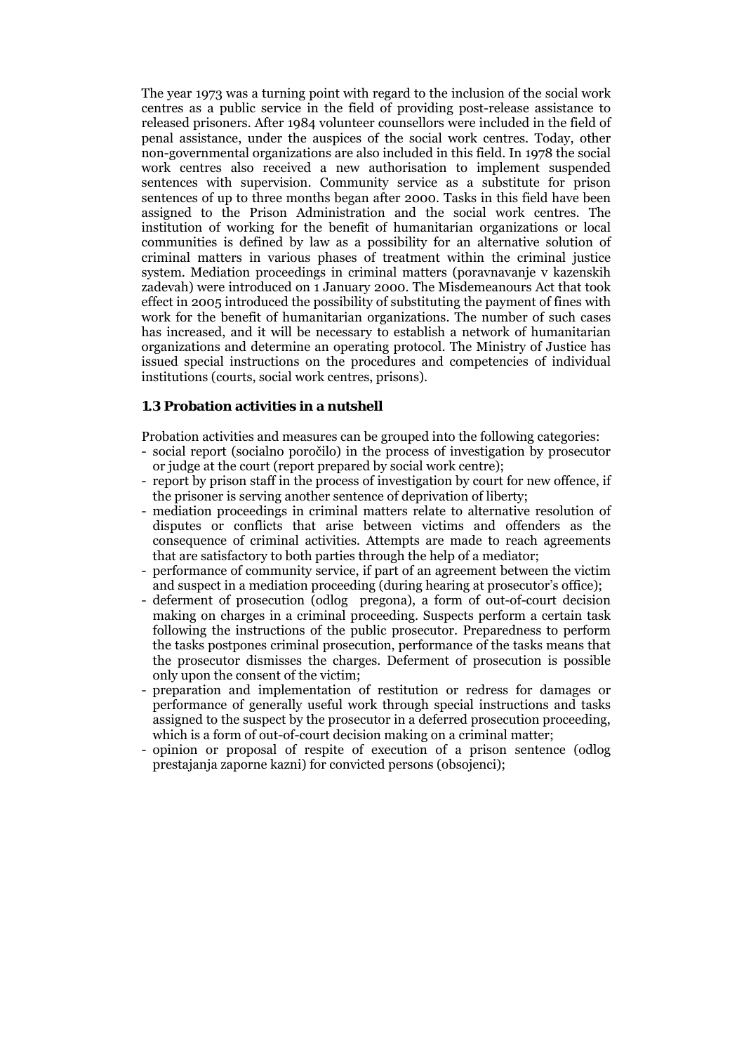The year 1973 was a turning point with regard to the inclusion of the social work centres as a public service in the field of providing post-release assistance to released prisoners. After 1984 volunteer counsellors were included in the field of penal assistance, under the auspices of the social work centres. Today, other non-governmental organizations are also included in this field. In 1978 the social work centres also received a new authorisation to implement suspended sentences with supervision. Community service as a substitute for prison sentences of up to three months began after 2000. Tasks in this field have been assigned to the Prison Administration and the social work centres. The institution of working for the benefit of humanitarian organizations or local communities is defined by law as a possibility for an alternative solution of criminal matters in various phases of treatment within the criminal justice system. Mediation proceedings in criminal matters (poravnavanje v kazenskih zadevah) were introduced on 1 January 2000. The Misdemeanours Act that took effect in 2005 introduced the possibility of substituting the payment of fines with work for the benefit of humanitarian organizations. The number of such cases has increased, and it will be necessary to establish a network of humanitarian organizations and determine an operating protocol. The Ministry of Justice has issued special instructions on the procedures and competencies of individual institutions (courts, social work centres, prisons).

### 1.3 Probation activities in a nutshell

Probation activities and measures can be grouped into the following categories:

- social report (socialno poročilo) in the process of investigation by prosecutor or judge at the court (report prepared by social work centre);
- report by prison staff in the process of investigation by court for new offence, if the prisoner is serving another sentence of deprivation of liberty;
- mediation proceedings in criminal matters relate to alternative resolution of disputes or conflicts that arise between victims and offenders as the consequence of criminal activities. Attempts are made to reach agreements that are satisfactory to both parties through the help of a mediator;
- performance of community service, if part of an agreement between the victim and suspect in a mediation proceeding (during hearing at prosecutor's office);
- deferment of prosecution (odlog pregona), a form of out-of-court decision making on charges in a criminal proceeding. Suspects perform a certain task following the instructions of the public prosecutor. Preparedness to perform the tasks postpones criminal prosecution, performance of the tasks means that the prosecutor dismisses the charges. Deferment of prosecution is possible only upon the consent of the victim;
- preparation and implementation of restitution or redress for damages or performance of generally useful work through special instructions and tasks assigned to the suspect by the prosecutor in a deferred prosecution proceeding, which is a form of out-of-court decision making on a criminal matter;
- opinion or proposal of respite of execution of a prison sentence (odlog prestajanja zaporne kazni) for convicted persons (obsojenci);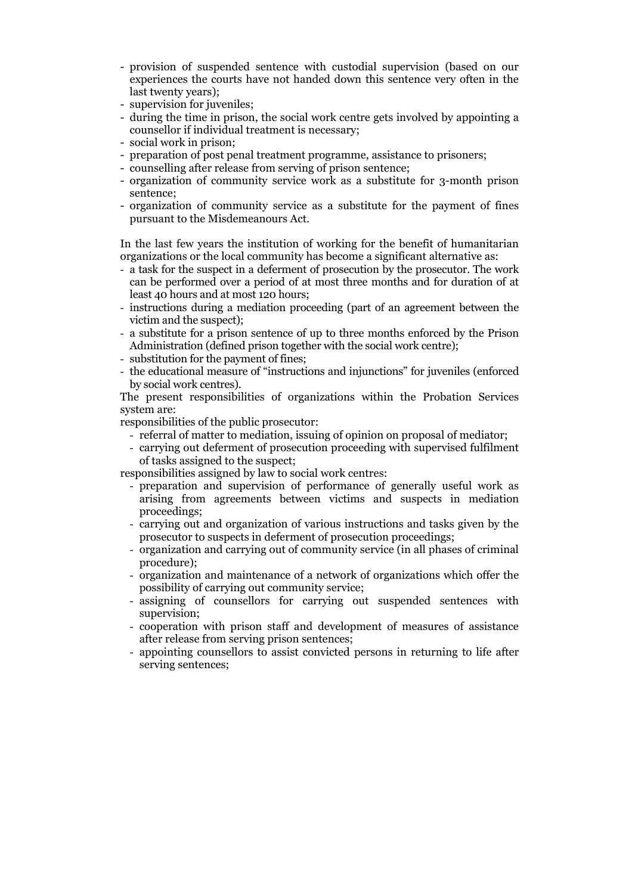- provision of suspended sentence with custodial supervision (based on our experiences the courts have not handed down this sentence very often in the last twenty years);
- supervision for juveniles;
- during the time in prison, the social work centre gets involved by appointing a counsellor if individual treatment is necessary;
- social work in prison;
- preparation of post penal treatment programme, assistance to prisoners;
- counselling after release from serving of prison sentence;
- organization of community service work as a substitute for 3-month prison sentence;
- organization of community service as a substitute for the payment of fines pursuant to the Misdemeanours Act.

In the last few years the institution of working for the benefit of humanitarian organizations or the local community has become a significant alternative as:

- a task for the suspect in a deferment of prosecution by the prosecutor. The work can be performed over a period of at most three months and for duration of at least 40 hours and at most 120 hours;
- instructions during a mediation proceeding (part of an agreement between the victim and the suspect);
- a substitute for a prison sentence of up to three months enforced by the Prison Administration (defined prison together with the social work centre);
- substitution for the payment of fines;
- the educational measure of "instructions and injunctions" for juveniles (enforced by social work centres).

The present responsibilities of organizations within the Probation Services system are:

responsibilities of the public prosecutor:

- referral of matter to mediation, issuing of opinion on proposal of mediator;
- carrying out deferment of prosecution proceeding with supervised fulfilment of tasks assigned to the suspect;

responsibilities assigned by law to social work centres:

- preparation and supervision of performance of generally useful work as arising from agreements between victims and suspects in mediation proceedings;
- carrying out and organization of various instructions and tasks given by the prosecutor to suspects in deferment of prosecution proceedings;
- organization and carrying out of community service (in all phases of criminal procedure);
- organization and maintenance of a network of organizations which offer the possibility of carrying out community service;
- assigning of counsellors for carrying out suspended sentences with supervision;
- cooperation with prison staff and development of measures of assistance after release from serving prison sentences;
- appointing counsellors to assist convicted persons in returning to life after serving sentences;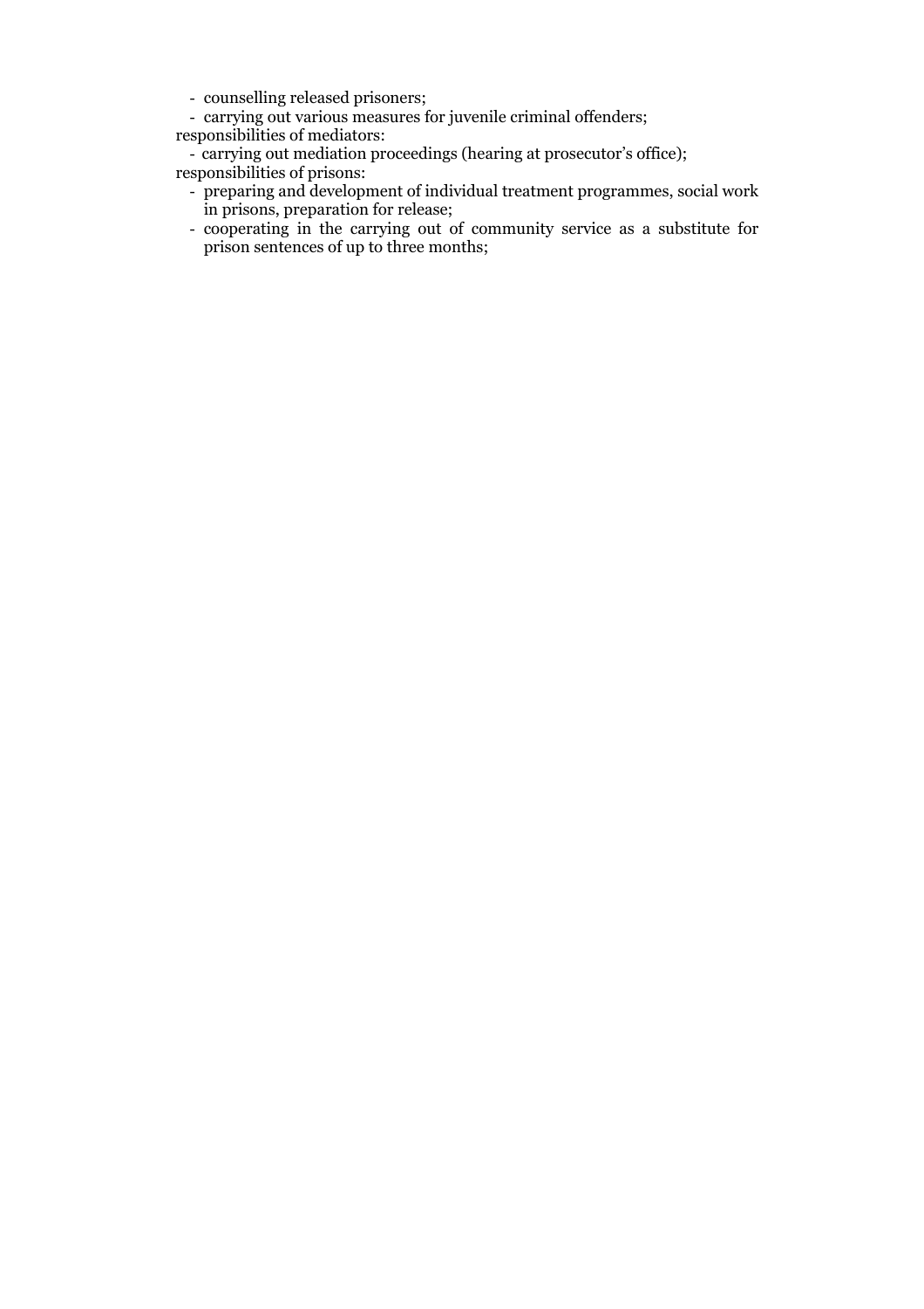- counselling released prisoners;
- carrying out various measures for juvenile criminal offenders;

responsibilities of mediators:

- carrying out mediation proceedings (hearing at prosecutor's office);

responsibilities of prisons:

- preparing and development of individual treatment programmes, social work in prisons, preparation for release;
- cooperating in the carrying out of community service as a substitute for prison sentences of up to three months;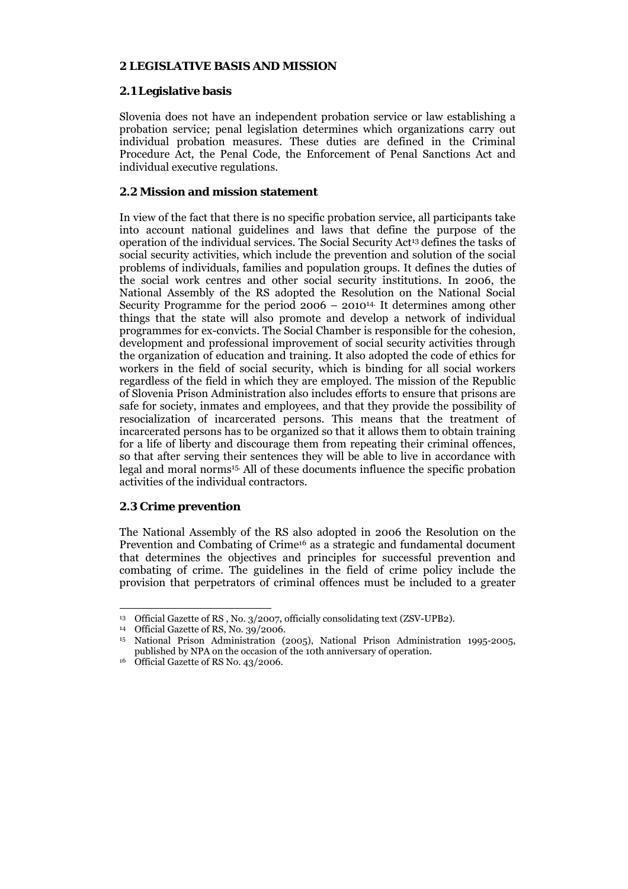## 2 LEGISLATIVE BASIS AND MISSION

### 2.1 Legislative basis

Slovenia does not have an independent probation service or law establishing a probation service; penal legislation determines which organizations carry out individual probation measures. These duties are defined in the Criminal Procedure Act, the Penal Code, the Enforcement of Penal Sanctions Act and individual executive regulations.

### 2.2 Mission and mission statement

In view of the fact that there is no specific probation service, all participants take into account national guidelines and laws that define the purpose of the operation of the individual services. The Social Security Act[13] defines the tasks of social security activities, which include the prevention and solution of the social problems of individuals, families and population groups. It defines the duties of the social work centres and other social security institutions. In 2006, the National Assembly of the RS adopted the Resolution on the National Social Security Programme for the period 2006 – 2010[14]. It determines among other things that the state will also promote and develop a network of individual programmes for ex-convicts. The Social Chamber is responsible for the cohesion, development and professional improvement of social security activities through the organization of education and training. It also adopted the code of ethics for workers in the field of social security, which is binding for all social workers regardless of the field in which they are employed. The mission of the Republic of Slovenia Prison Administration also includes efforts to ensure that prisons are safe for society, inmates and employees, and that they provide the possibility of resocialization of incarcerated persons. This means that the treatment of incarcerated persons has to be organized so that it allows them to obtain training for a life of liberty and discourage them from repeating their criminal offences, so that after serving their sentences they will be able to live in accordance with legal and moral norms[15]. All of these documents influence the specific probation activities of the individual contractors.

### 2.3 Crime prevention

The National Assembly of the RS also adopted in 2006 the Resolution on the Prevention and Combating of Crime[16] as a strategic and fundamental document that determines the objectives and principles for successful prevention and combating of crime. The guidelines in the field of crime policy include the provision that perpetrators of criminal offences must be included to a greater

---

[13] Official Gazette of RS , No. 3/2007, officially consolidating text (ZSV-UPB2).

[14] Official Gazette of RS, No. 39/2006.

[15] National Prison Administration (2005), National Prison Administration 1995-2005, published by NPA on the occasion of the 10th anniversary of operation.

[16] Official Gazette of RS No. 43/2006.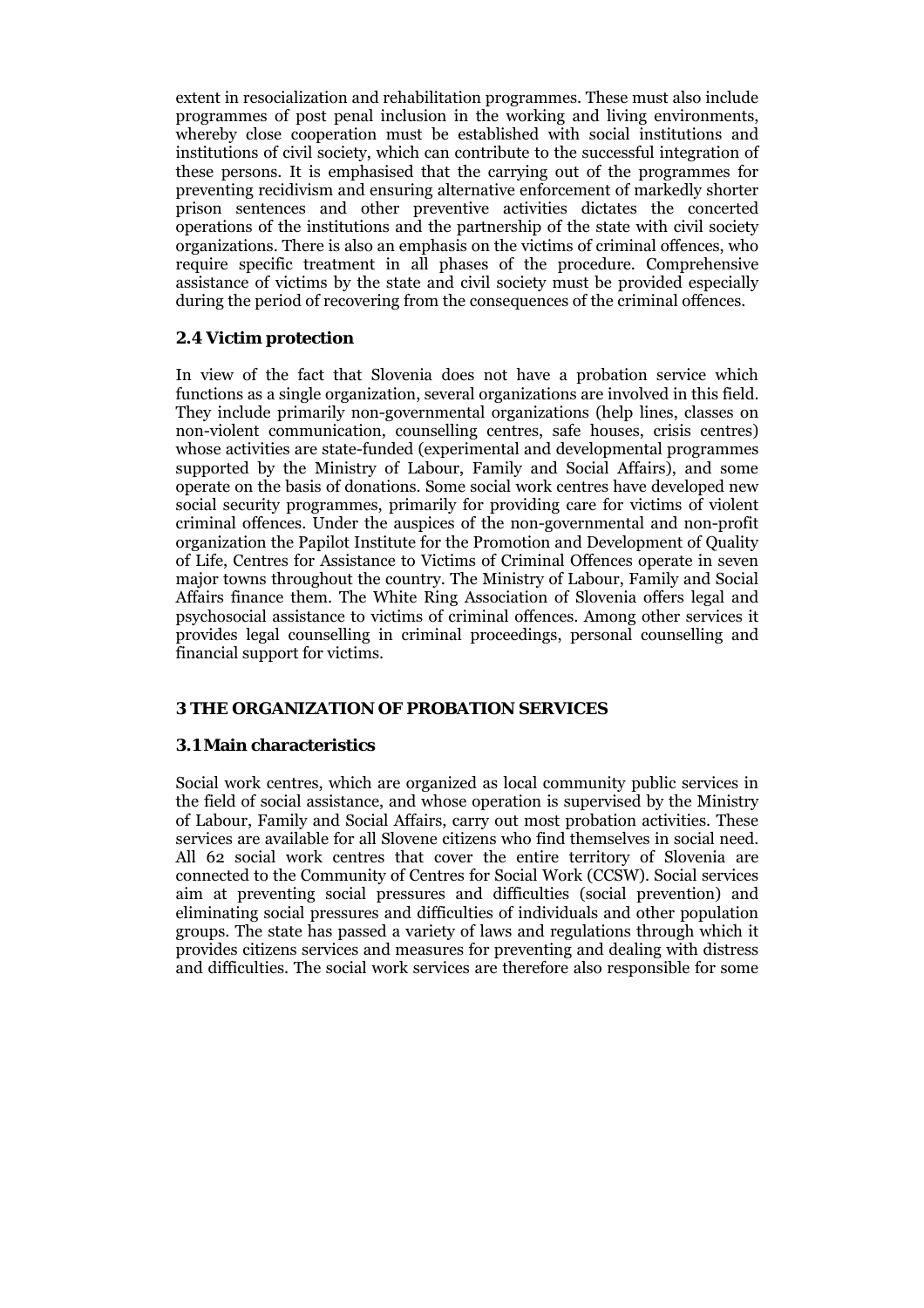extent in resocialization and rehabilitation programmes. These must also include programmes of post penal inclusion in the working and living environments, whereby close cooperation must be established with social institutions and institutions of civil society, which can contribute to the successful integration of these persons. It is emphasised that the carrying out of the programmes for preventing recidivism and ensuring alternative enforcement of markedly shorter prison sentences and other preventive activities dictates the concerted operations of the institutions and the partnership of the state with civil society organizations. There is also an emphasis on the victims of criminal offences, who require specific treatment in all phases of the procedure. Comprehensive assistance of victims by the state and civil society must be provided especially during the period of recovering from the consequences of the criminal offences.

### 2.4 Victim protection

In view of the fact that Slovenia does not have a probation service which functions as a single organization, several organizations are involved in this field. They include primarily non-governmental organizations (help lines, classes on non-violent communication, counselling centres, safe houses, crisis centres) whose activities are state-funded (experimental and developmental programmes supported by the Ministry of Labour, Family and Social Affairs), and some operate on the basis of donations. Some social work centres have developed new social security programmes, primarily for providing care for victims of violent criminal offences. Under the auspices of the non-governmental and non-profit organization the Papilot Institute for the Promotion and Development of Quality of Life, Centres for Assistance to Victims of Criminal Offences operate in seven major towns throughout the country. The Ministry of Labour, Family and Social Affairs finance them. The White Ring Association of Slovenia offers legal and psychosocial assistance to victims of criminal offences. Among other services it provides legal counselling in criminal proceedings, personal counselling and financial support for victims.

## 3 THE ORGANIZATION OF PROBATION SERVICES

### 3.1 Main characteristics

Social work centres, which are organized as local community public services in the field of social assistance, and whose operation is supervised by the Ministry of Labour, Family and Social Affairs, carry out most probation activities. These services are available for all Slovene citizens who find themselves in social need. All 62 social work centres that cover the entire territory of Slovenia are connected to the Community of Centres for Social Work (CCSW). Social services aim at preventing social pressures and difficulties (social prevention) and eliminating social pressures and difficulties of individuals and other population groups. The state has passed a variety of laws and regulations through which it provides citizens services and measures for preventing and dealing with distress and difficulties. The social work services are therefore also responsible for some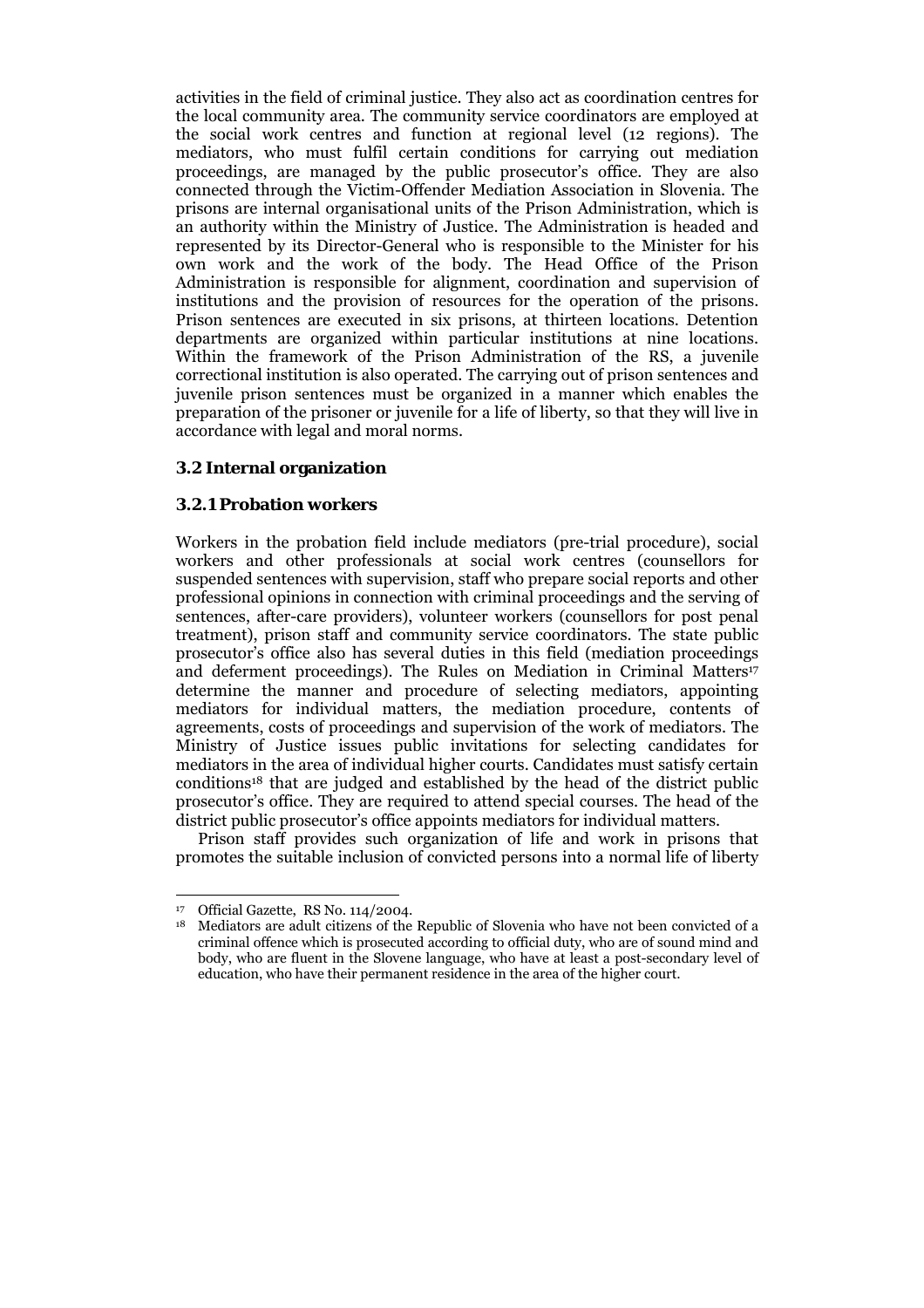activities in the field of criminal justice. They also act as coordination centres for the local community area. The community service coordinators are employed at the social work centres and function at regional level (12 regions). The mediators, who must fulfil certain conditions for carrying out mediation proceedings, are managed by the public prosecutor's office. They are also connected through the Victim-Offender Mediation Association in Slovenia. The prisons are internal organisational units of the Prison Administration, which is an authority within the Ministry of Justice. The Administration is headed and represented by its Director-General who is responsible to the Minister for his own work and the work of the body. The Head Office of the Prison Administration is responsible for alignment, coordination and supervision of institutions and the provision of resources for the operation of the prisons. Prison sentences are executed in six prisons, at thirteen locations. Detention departments are organized within particular institutions at nine locations. Within the framework of the Prison Administration of the RS, a juvenile correctional institution is also operated. The carrying out of prison sentences and juvenile prison sentences must be organized in a manner which enables the preparation of the prisoner or juvenile for a life of liberty, so that they will live in accordance with legal and moral norms.

## 3.2 Internal organization

### 3.2.1 Probation workers

Workers in the probation field include mediators (pre-trial procedure), social workers and other professionals at social work centres (counsellors for suspended sentences with supervision, staff who prepare social reports and other professional opinions in connection with criminal proceedings and the serving of sentences, after-care providers), volunteer workers (counsellors for post penal treatment), prison staff and community service coordinators. The state public prosecutor's office also has several duties in this field (mediation proceedings and deferment proceedings). The Rules on Mediation in Criminal Matters[17] determine the manner and procedure of selecting mediators, appointing mediators for individual matters, the mediation procedure, contents of agreements, costs of proceedings and supervision of the work of mediators. The Ministry of Justice issues public invitations for selecting candidates for mediators in the area of individual higher courts. Candidates must satisfy certain conditions[18] that are judged and established by the head of the district public prosecutor's office. They are required to attend special courses. The head of the district public prosecutor's office appoints mediators for individual matters.

Prison staff provides such organization of life and work in prisons that promotes the suitable inclusion of convicted persons into a normal life of liberty

---

[17] Official Gazette, RS No. 114/2004.

[18] Mediators are adult citizens of the Republic of Slovenia who have not been convicted of a criminal offence which is prosecuted according to official duty, who are of sound mind and body, who are fluent in the Slovene language, who have at least a post-secondary level of education, who have their permanent residence in the area of the higher court.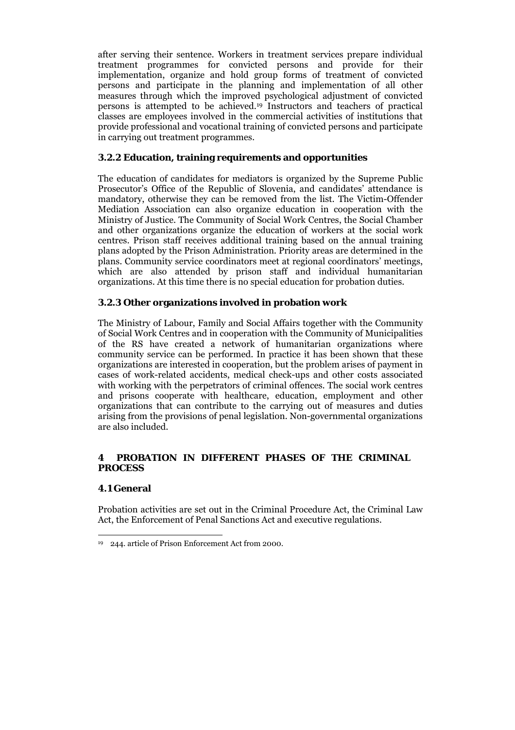after serving their sentence. Workers in treatment services prepare individual treatment programmes for convicted persons and provide for their implementation, organize and hold group forms of treatment of convicted persons and participate in the planning and implementation of all other measures through which the improved psychological adjustment of convicted persons is attempted to be achieved.[19] Instructors and teachers of practical classes are employees involved in the commercial activities of institutions that provide professional and vocational training of convicted persons and participate in carrying out treatment programmes.

### 3.2.2 Education, training requirements and opportunities

The education of candidates for mediators is organized by the Supreme Public Prosecutor's Office of the Republic of Slovenia, and candidates' attendance is mandatory, otherwise they can be removed from the list. The Victim-Offender Mediation Association can also organize education in cooperation with the Ministry of Justice. The Community of Social Work Centres, the Social Chamber and other organizations organize the education of workers at the social work centres. Prison staff receives additional training based on the annual training plans adopted by the Prison Administration. Priority areas are determined in the plans. Community service coordinators meet at regional coordinators' meetings, which are also attended by prison staff and individual humanitarian organizations. At this time there is no special education for probation duties.

### 3.2.3 Other organizations involved in probation work

The Ministry of Labour, Family and Social Affairs together with the Community of Social Work Centres and in cooperation with the Community of Municipalities of the RS have created a network of humanitarian organizations where community service can be performed. In practice it has been shown that these organizations are interested in cooperation, but the problem arises of payment in cases of work-related accidents, medical check-ups and other costs associated with working with the perpetrators of criminal offences. The social work centres and prisons cooperate with healthcare, education, employment and other organizations that can contribute to the carrying out of measures and duties arising from the provisions of penal legislation. Non-governmental organizations are also included.

# 4 PROBATION IN DIFFERENT PHASES OF THE CRIMINAL PROCESS

## 4.1 General

Probation activities are set out in the Criminal Procedure Act, the Criminal Law Act, the Enforcement of Penal Sanctions Act and executive regulations.

---

[19] 244. article of Prison Enforcement Act from 2000.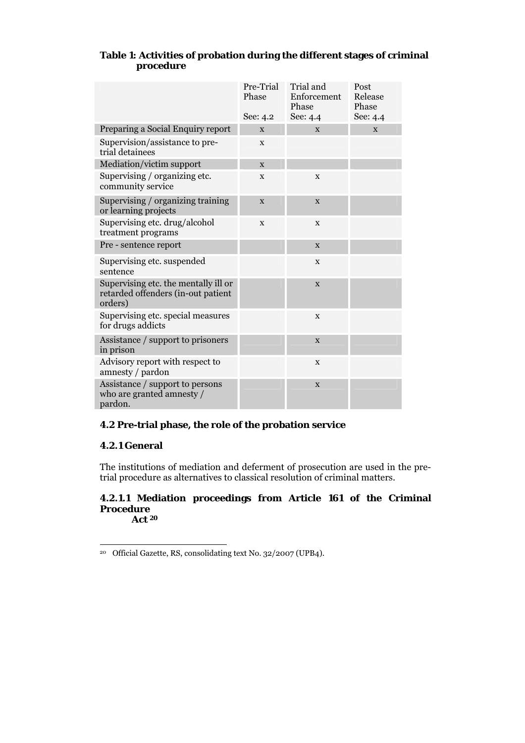**Table 1: Activities of probation during the different stages of criminal procedure**

| | Pre-Trial Phase See: 4.2 | Trial and Enforcement Phase See: 4.4 | Post Release Phase See: 4.4 |
|---|---|---|---|
| Preparing a Social Enquiry report | x | x | x |
| Supervision/assistance to pre-trial detainees | x | | |
| Mediation/victim support | x | | |
| Supervising / organizing etc. community service | x | x | |
| Supervising / organizing training or learning projects | x | x | |
| Supervising etc. drug/alcohol treatment programs | x | x | |
| Pre - sentence report | | x | |
| Supervising etc. suspended sentence | | x | |
| Supervising etc. the mentally ill or retarded offenders (in-out patient orders) | | x | |
| Supervising etc. special measures for drugs addicts | | x | |
| Assistance / support to prisoners in prison | | x | |
| Advisory report with respect to amnesty / pardon | | x | |
| Assistance / support to persons who are granted amnesty / pardon. | | x | |

## 4.2 Pre-trial phase, the role of the probation service

### 4.2.1 General

The institutions of mediation and deferment of prosecution are used in the pre-trial procedure as alternatives to classical resolution of criminal matters.

#### 4.2.1.1 Mediation proceedings from Article 161 of the Criminal Procedure Act [20]

[20] Official Gazette, RS, consolidating text No. 32/2007 (UPB4).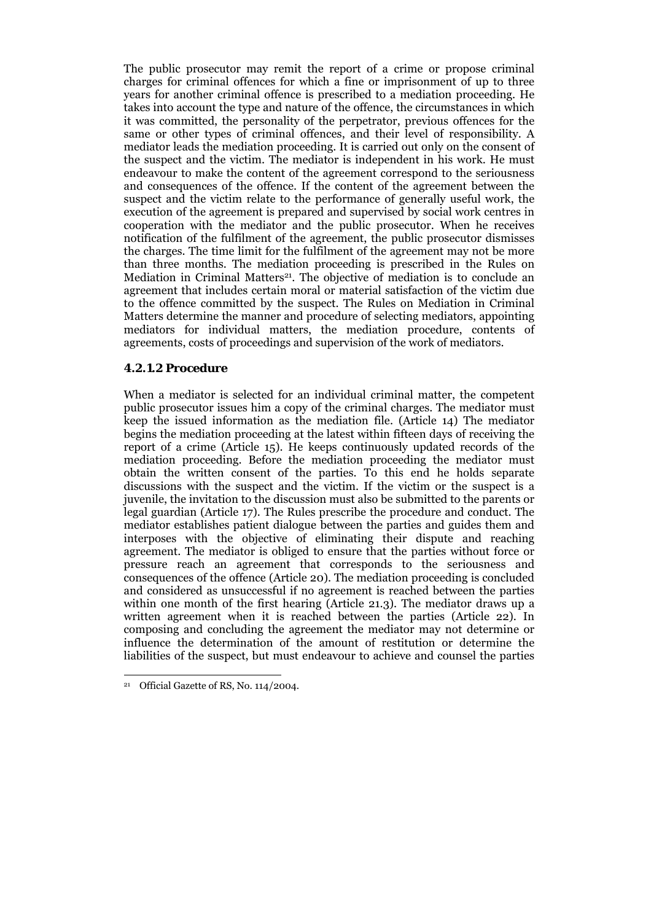The public prosecutor may remit the report of a crime or propose criminal charges for criminal offences for which a fine or imprisonment of up to three years for another criminal offence is prescribed to a mediation proceeding. He takes into account the type and nature of the offence, the circumstances in which it was committed, the personality of the perpetrator, previous offences for the same or other types of criminal offences, and their level of responsibility. A mediator leads the mediation proceeding. It is carried out only on the consent of the suspect and the victim. The mediator is independent in his work. He must endeavour to make the content of the agreement correspond to the seriousness and consequences of the offence. If the content of the agreement between the suspect and the victim relate to the performance of generally useful work, the execution of the agreement is prepared and supervised by social work centres in cooperation with the mediator and the public prosecutor. When he receives notification of the fulfilment of the agreement, the public prosecutor dismisses the charges. The time limit for the fulfilment of the agreement may not be more than three months. The mediation proceeding is prescribed in the Rules on Mediation in Criminal Matters[21]. The objective of mediation is to conclude an agreement that includes certain moral or material satisfaction of the victim due to the offence committed by the suspect. The Rules on Mediation in Criminal Matters determine the manner and procedure of selecting mediators, appointing mediators for individual matters, the mediation procedure, contents of agreements, costs of proceedings and supervision of the work of mediators.

#### 4.2.1.2 Procedure

When a mediator is selected for an individual criminal matter, the competent public prosecutor issues him a copy of the criminal charges. The mediator must keep the issued information as the mediation file. (Article 14) The mediator begins the mediation proceeding at the latest within fifteen days of receiving the report of a crime (Article 15). He keeps continuously updated records of the mediation proceeding. Before the mediation proceeding the mediator must obtain the written consent of the parties. To this end he holds separate discussions with the suspect and the victim. If the victim or the suspect is a juvenile, the invitation to the discussion must also be submitted to the parents or legal guardian (Article 17). The Rules prescribe the procedure and conduct. The mediator establishes patient dialogue between the parties and guides them and interposes with the objective of eliminating their dispute and reaching agreement. The mediator is obliged to ensure that the parties without force or pressure reach an agreement that corresponds to the seriousness and consequences of the offence (Article 20). The mediation proceeding is concluded and considered as unsuccessful if no agreement is reached between the parties within one month of the first hearing (Article 21.3). The mediator draws up a written agreement when it is reached between the parties (Article 22). In composing and concluding the agreement the mediator may not determine or influence the determination of the amount of restitution or determine the liabilities of the suspect, but must endeavour to achieve and counsel the parties

---

[21] Official Gazette of RS, No. 114/2004.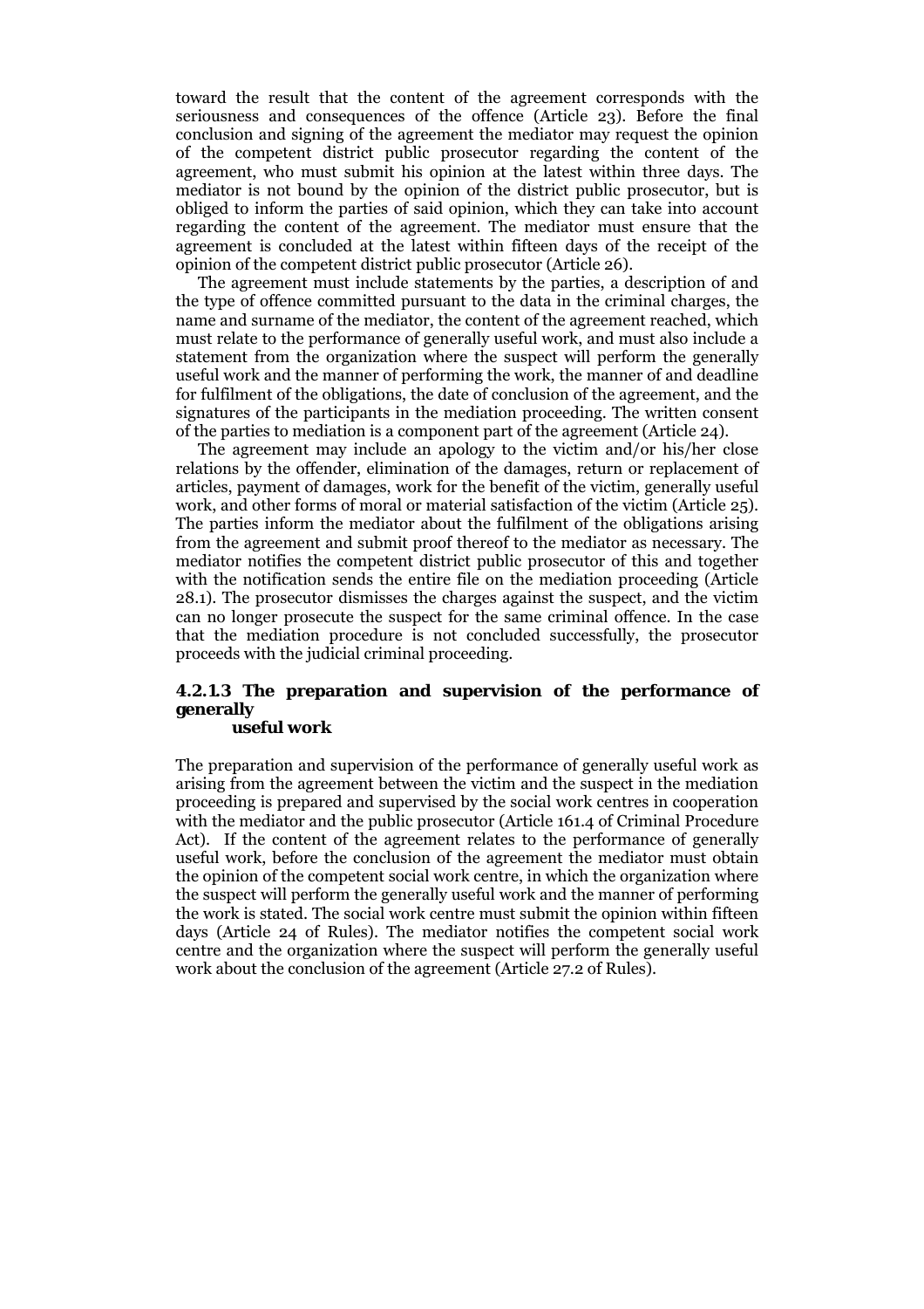toward the result that the content of the agreement corresponds with the seriousness and consequences of the offence (Article 23). Before the final conclusion and signing of the agreement the mediator may request the opinion of the competent district public prosecutor regarding the content of the agreement, who must submit his opinion at the latest within three days. The mediator is not bound by the opinion of the district public prosecutor, but is obliged to inform the parties of said opinion, which they can take into account regarding the content of the agreement. The mediator must ensure that the agreement is concluded at the latest within fifteen days of the receipt of the opinion of the competent district public prosecutor (Article 26).

The agreement must include statements by the parties, a description of and the type of offence committed pursuant to the data in the criminal charges, the name and surname of the mediator, the content of the agreement reached, which must relate to the performance of generally useful work, and must also include a statement from the organization where the suspect will perform the generally useful work and the manner of performing the work, the manner of and deadline for fulfilment of the obligations, the date of conclusion of the agreement, and the signatures of the participants in the mediation proceeding. The written consent of the parties to mediation is a component part of the agreement (Article 24).

The agreement may include an apology to the victim and/or his/her close relations by the offender, elimination of the damages, return or replacement of articles, payment of damages, work for the benefit of the victim, generally useful work, and other forms of moral or material satisfaction of the victim (Article 25). The parties inform the mediator about the fulfilment of the obligations arising from the agreement and submit proof thereof to the mediator as necessary. The mediator notifies the competent district public prosecutor of this and together with the notification sends the entire file on the mediation proceeding (Article 28.1). The prosecutor dismisses the charges against the suspect, and the victim can no longer prosecute the suspect for the same criminal offence. In the case that the mediation procedure is not concluded successfully, the prosecutor proceeds with the judicial criminal proceeding.

#### 4.2.1.3 The preparation and supervision of the performance of generally useful work

The preparation and supervision of the performance of generally useful work as arising from the agreement between the victim and the suspect in the mediation proceeding is prepared and supervised by the social work centres in cooperation with the mediator and the public prosecutor (Article 161.4 of Criminal Procedure Act). If the content of the agreement relates to the performance of generally useful work, before the conclusion of the agreement the mediator must obtain the opinion of the competent social work centre, in which the organization where the suspect will perform the generally useful work and the manner of performing the work is stated. The social work centre must submit the opinion within fifteen days (Article 24 of Rules). The mediator notifies the competent social work centre and the organization where the suspect will perform the generally useful work about the conclusion of the agreement (Article 27.2 of Rules).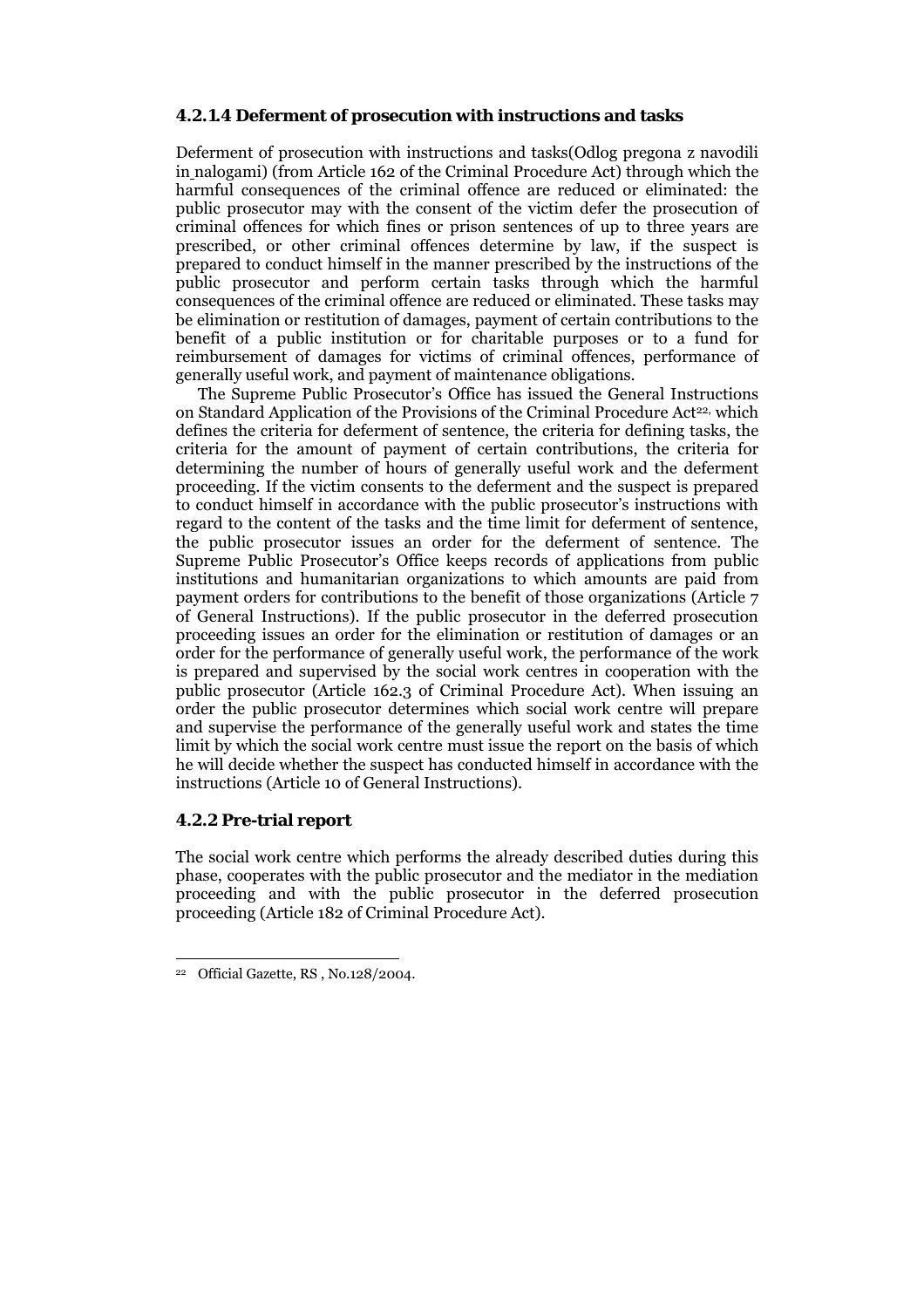### 4.2.1.4 Deferment of prosecution with instructions and tasks

Deferment of prosecution with instructions and tasks(Odlog pregona z navodili in nalogami) (from Article 162 of the Criminal Procedure Act) through which the harmful consequences of the criminal offence are reduced or eliminated: the public prosecutor may with the consent of the victim defer the prosecution of criminal offences for which fines or prison sentences of up to three years are prescribed, or other criminal offences determine by law, if the suspect is prepared to conduct himself in the manner prescribed by the instructions of the public prosecutor and perform certain tasks through which the harmful consequences of the criminal offence are reduced or eliminated. These tasks may be elimination or restitution of damages, payment of certain contributions to the benefit of a public institution or for charitable purposes or to a fund for reimbursement of damages for victims of criminal offences, performance of generally useful work, and payment of maintenance obligations.

The Supreme Public Prosecutor's Office has issued the General Instructions on Standard Application of the Provisions of the Criminal Procedure Act[22], which defines the criteria for deferment of sentence, the criteria for defining tasks, the criteria for the amount of payment of certain contributions, the criteria for determining the number of hours of generally useful work and the deferment proceeding. If the victim consents to the deferment and the suspect is prepared to conduct himself in accordance with the public prosecutor's instructions with regard to the content of the tasks and the time limit for deferment of sentence, the public prosecutor issues an order for the deferment of sentence. The Supreme Public Prosecutor's Office keeps records of applications from public institutions and humanitarian organizations to which amounts are paid from payment orders for contributions to the benefit of those organizations (Article 7 of General Instructions). If the public prosecutor in the deferred prosecution proceeding issues an order for the elimination or restitution of damages or an order for the performance of generally useful work, the performance of the work is prepared and supervised by the social work centres in cooperation with the public prosecutor (Article 162.3 of Criminal Procedure Act). When issuing an order the public prosecutor determines which social work centre will prepare and supervise the performance of the generally useful work and states the time limit by which the social work centre must issue the report on the basis of which he will decide whether the suspect has conducted himself in accordance with the instructions (Article 10 of General Instructions).

### 4.2.2 Pre-trial report

The social work centre which performs the already described duties during this phase, cooperates with the public prosecutor and the mediator in the mediation proceeding and with the public prosecutor in the deferred prosecution proceeding (Article 182 of Criminal Procedure Act).

---

[22] Official Gazette, RS , No.128/2004.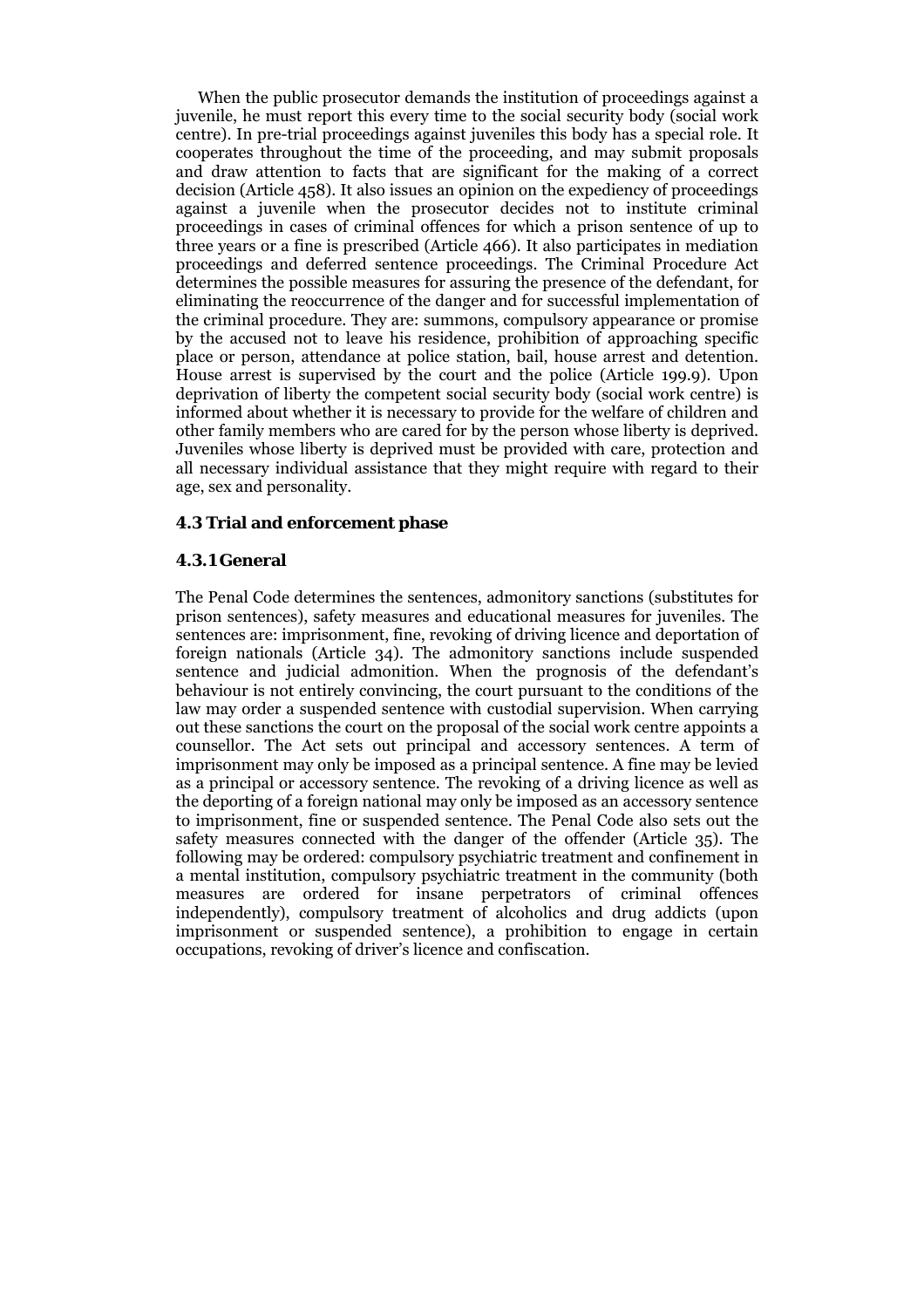When the public prosecutor demands the institution of proceedings against a juvenile, he must report this every time to the social security body (social work centre). In pre-trial proceedings against juveniles this body has a special role. It cooperates throughout the time of the proceeding, and may submit proposals and draw attention to facts that are significant for the making of a correct decision (Article 458). It also issues an opinion on the expediency of proceedings against a juvenile when the prosecutor decides not to institute criminal proceedings in cases of criminal offences for which a prison sentence of up to three years or a fine is prescribed (Article 466). It also participates in mediation proceedings and deferred sentence proceedings. The Criminal Procedure Act determines the possible measures for assuring the presence of the defendant, for eliminating the reoccurrence of the danger and for successful implementation of the criminal procedure. They are: summons, compulsory appearance or promise by the accused not to leave his residence, prohibition of approaching specific place or person, attendance at police station, bail, house arrest and detention. House arrest is supervised by the court and the police (Article 199.9). Upon deprivation of liberty the competent social security body (social work centre) is informed about whether it is necessary to provide for the welfare of children and other family members who are cared for by the person whose liberty is deprived. Juveniles whose liberty is deprived must be provided with care, protection and all necessary individual assistance that they might require with regard to their age, sex and personality.

### 4.3 Trial and enforcement phase

#### 4.3.1 General

The Penal Code determines the sentences, admonitory sanctions (substitutes for prison sentences), safety measures and educational measures for juveniles. The sentences are: imprisonment, fine, revoking of driving licence and deportation of foreign nationals (Article 34). The admonitory sanctions include suspended sentence and judicial admonition. When the prognosis of the defendant's behaviour is not entirely convincing, the court pursuant to the conditions of the law may order a suspended sentence with custodial supervision. When carrying out these sanctions the court on the proposal of the social work centre appoints a counsellor. The Act sets out principal and accessory sentences. A term of imprisonment may only be imposed as a principal sentence. A fine may be levied as a principal or accessory sentence. The revoking of a driving licence as well as the deporting of a foreign national may only be imposed as an accessory sentence to imprisonment, fine or suspended sentence. The Penal Code also sets out the safety measures connected with the danger of the offender (Article 35). The following may be ordered: compulsory psychiatric treatment and confinement in a mental institution, compulsory psychiatric treatment in the community (both measures are ordered for insane perpetrators of criminal offences independently), compulsory treatment of alcoholics and drug addicts (upon imprisonment or suspended sentence), a prohibition to engage in certain occupations, revoking of driver's licence and confiscation.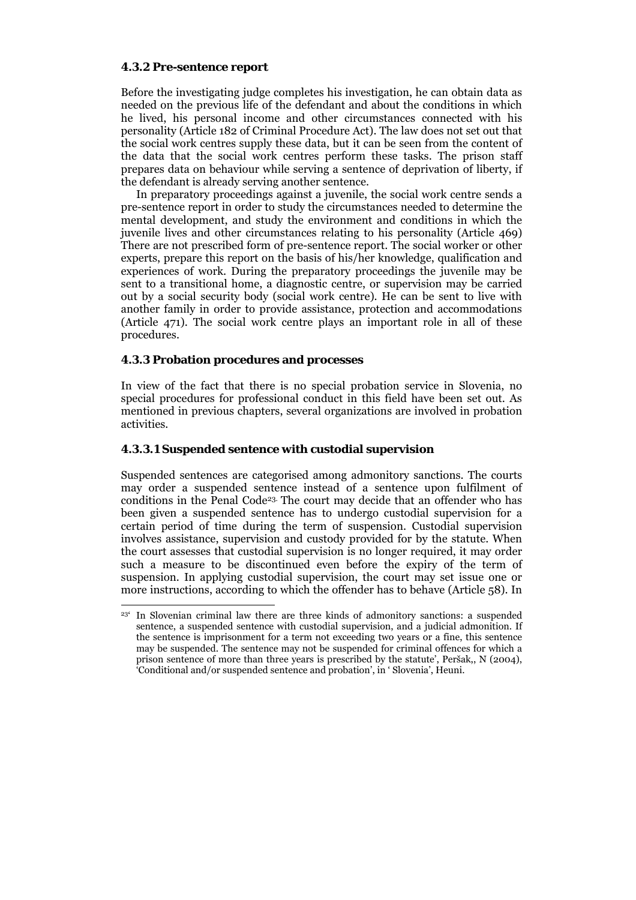### 4.3.2 Pre-sentence report

Before the investigating judge completes his investigation, he can obtain data as needed on the previous life of the defendant and about the conditions in which he lived, his personal income and other circumstances connected with his personality (Article 182 of Criminal Procedure Act). The law does not set out that the social work centres supply these data, but it can be seen from the content of the data that the social work centres perform these tasks. The prison staff prepares data on behaviour while serving a sentence of deprivation of liberty, if the defendant is already serving another sentence.

In preparatory proceedings against a juvenile, the social work centre sends a pre-sentence report in order to study the circumstances needed to determine the mental development, and study the environment and conditions in which the juvenile lives and other circumstances relating to his personality (Article 469) There are not prescribed form of pre-sentence report. The social worker or other experts, prepare this report on the basis of his/her knowledge, qualification and experiences of work. During the preparatory proceedings the juvenile may be sent to a transitional home, a diagnostic centre, or supervision may be carried out by a social security body (social work centre). He can be sent to live with another family in order to provide assistance, protection and accommodations (Article 471). The social work centre plays an important role in all of these procedures.

### 4.3.3 Probation procedures and processes

In view of the fact that there is no special probation service in Slovenia, no special procedures for professional conduct in this field have been set out. As mentioned in previous chapters, several organizations are involved in probation activities.

#### 4.3.3.1 Suspended sentence with custodial supervision

Suspended sentences are categorised among admonitory sanctions. The courts may order a suspended sentence instead of a sentence upon fulfilment of conditions in the Penal Code[23]. The court may decide that an offender who has been given a suspended sentence has to undergo custodial supervision for a certain period of time during the term of suspension. Custodial supervision involves assistance, supervision and custody provided for by the statute. When the court assesses that custodial supervision is no longer required, it may order such a measure to be discontinued even before the expiry of the term of suspension. In applying custodial supervision, the court may set issue one or more instructions, according to which the offender has to behave (Article 58). In

---

[23] 'In Slovenian criminal law there are three kinds of admonitory sanctions: a suspended sentence, a suspended sentence with custodial supervision, and a judicial admonition. If the sentence is imprisonment for a term not exceeding two years or a fine, this sentence may be suspended. The sentence may not be suspended for criminal offences for which a prison sentence of more than three years is prescribed by the statute', Peršak,, N (2004), 'Conditional and/or suspended sentence and probation', in ' Slovenia', Heuni.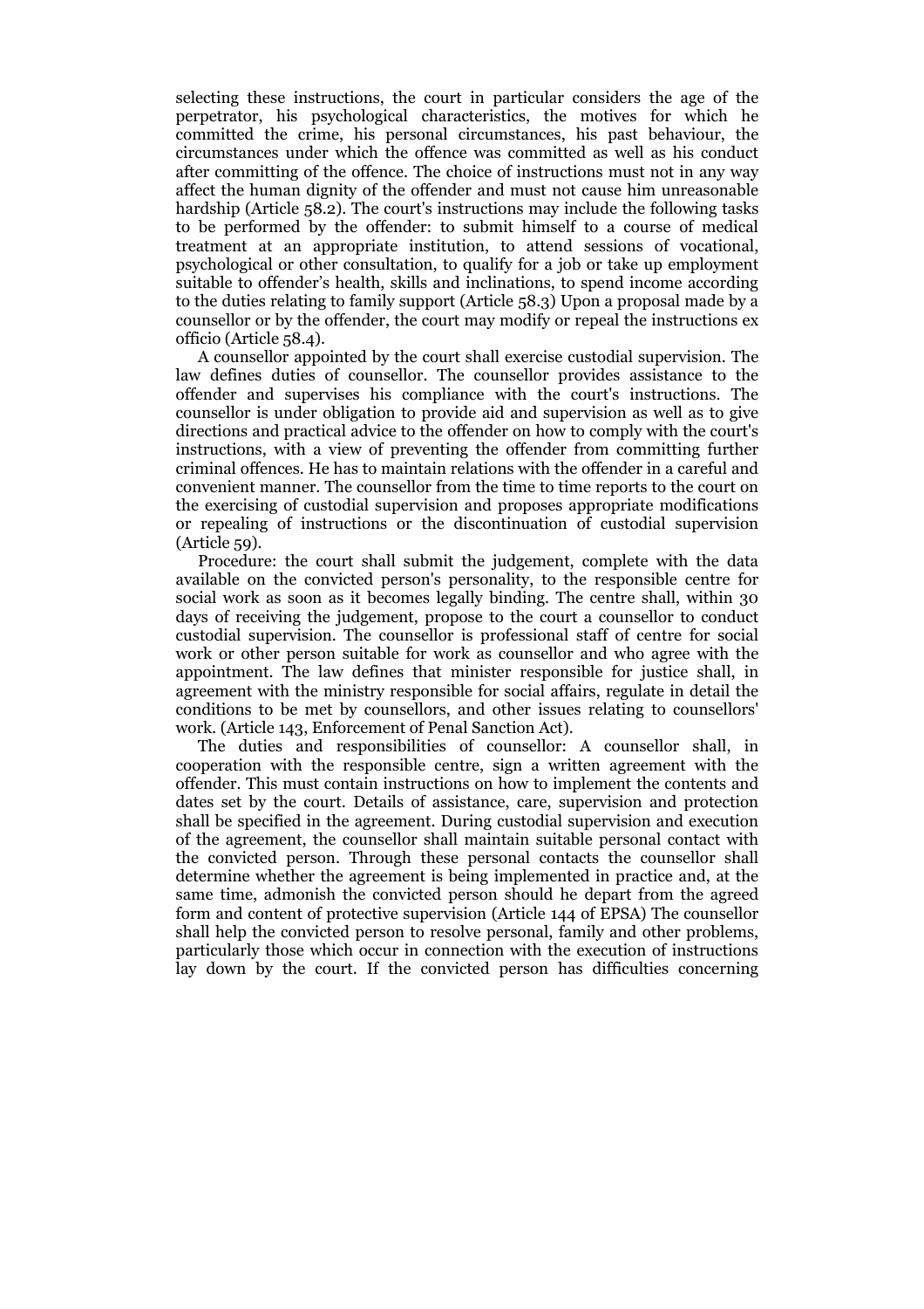selecting these instructions, the court in particular considers the age of the perpetrator, his psychological characteristics, the motives for which he committed the crime, his personal circumstances, his past behaviour, the circumstances under which the offence was committed as well as his conduct after committing of the offence. The choice of instructions must not in any way affect the human dignity of the offender and must not cause him unreasonable hardship (Article 58.2). The court's instructions may include the following tasks to be performed by the offender: to submit himself to a course of medical treatment at an appropriate institution, to attend sessions of vocational, psychological or other consultation, to qualify for a job or take up employment suitable to offender's health, skills and inclinations, to spend income according to the duties relating to family support (Article 58.3) Upon a proposal made by a counsellor or by the offender, the court may modify or repeal the instructions ex officio (Article 58.4).

A counsellor appointed by the court shall exercise custodial supervision. The law defines duties of counsellor. The counsellor provides assistance to the offender and supervises his compliance with the court's instructions. The counsellor is under obligation to provide aid and supervision as well as to give directions and practical advice to the offender on how to comply with the court's instructions, with a view of preventing the offender from committing further criminal offences. He has to maintain relations with the offender in a careful and convenient manner. The counsellor from the time to time reports to the court on the exercising of custodial supervision and proposes appropriate modifications or repealing of instructions or the discontinuation of custodial supervision (Article 59).

Procedure: the court shall submit the judgement, complete with the data available on the convicted person's personality, to the responsible centre for social work as soon as it becomes legally binding. The centre shall, within 30 days of receiving the judgement, propose to the court a counsellor to conduct custodial supervision. The counsellor is professional staff of centre for social work or other person suitable for work as counsellor and who agree with the appointment. The law defines that minister responsible for justice shall, in agreement with the ministry responsible for social affairs, regulate in detail the conditions to be met by counsellors, and other issues relating to counsellors' work. (Article 143, Enforcement of Penal Sanction Act).

The duties and responsibilities of counsellor: A counsellor shall, in cooperation with the responsible centre, sign a written agreement with the offender. This must contain instructions on how to implement the contents and dates set by the court. Details of assistance, care, supervision and protection shall be specified in the agreement. During custodial supervision and execution of the agreement, the counsellor shall maintain suitable personal contact with the convicted person. Through these personal contacts the counsellor shall determine whether the agreement is being implemented in practice and, at the same time, admonish the convicted person should he depart from the agreed form and content of protective supervision (Article 144 of EPSA) The counsellor shall help the convicted person to resolve personal, family and other problems, particularly those which occur in connection with the execution of instructions lay down by the court. If the convicted person has difficulties concerning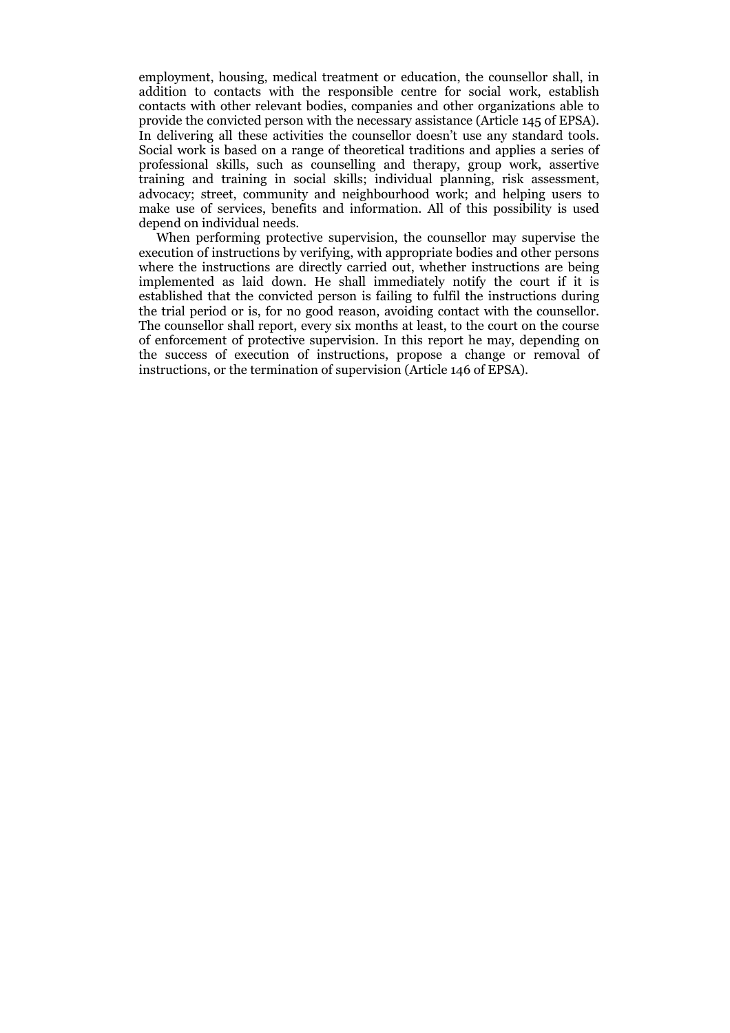employment, housing, medical treatment or education, the counsellor shall, in addition to contacts with the responsible centre for social work, establish contacts with other relevant bodies, companies and other organizations able to provide the convicted person with the necessary assistance (Article 145 of EPSA). In delivering all these activities the counsellor doesn't use any standard tools. Social work is based on a range of theoretical traditions and applies a series of professional skills, such as counselling and therapy, group work, assertive training and training in social skills; individual planning, risk assessment, advocacy; street, community and neighbourhood work; and helping users to make use of services, benefits and information. All of this possibility is used depend on individual needs.

When performing protective supervision, the counsellor may supervise the execution of instructions by verifying, with appropriate bodies and other persons where the instructions are directly carried out, whether instructions are being implemented as laid down. He shall immediately notify the court if it is established that the convicted person is failing to fulfil the instructions during the trial period or is, for no good reason, avoiding contact with the counsellor. The counsellor shall report, every six months at least, to the court on the course of enforcement of protective supervision. In this report he may, depending on the success of execution of instructions, propose a change or removal of instructions, or the termination of supervision (Article 146 of EPSA).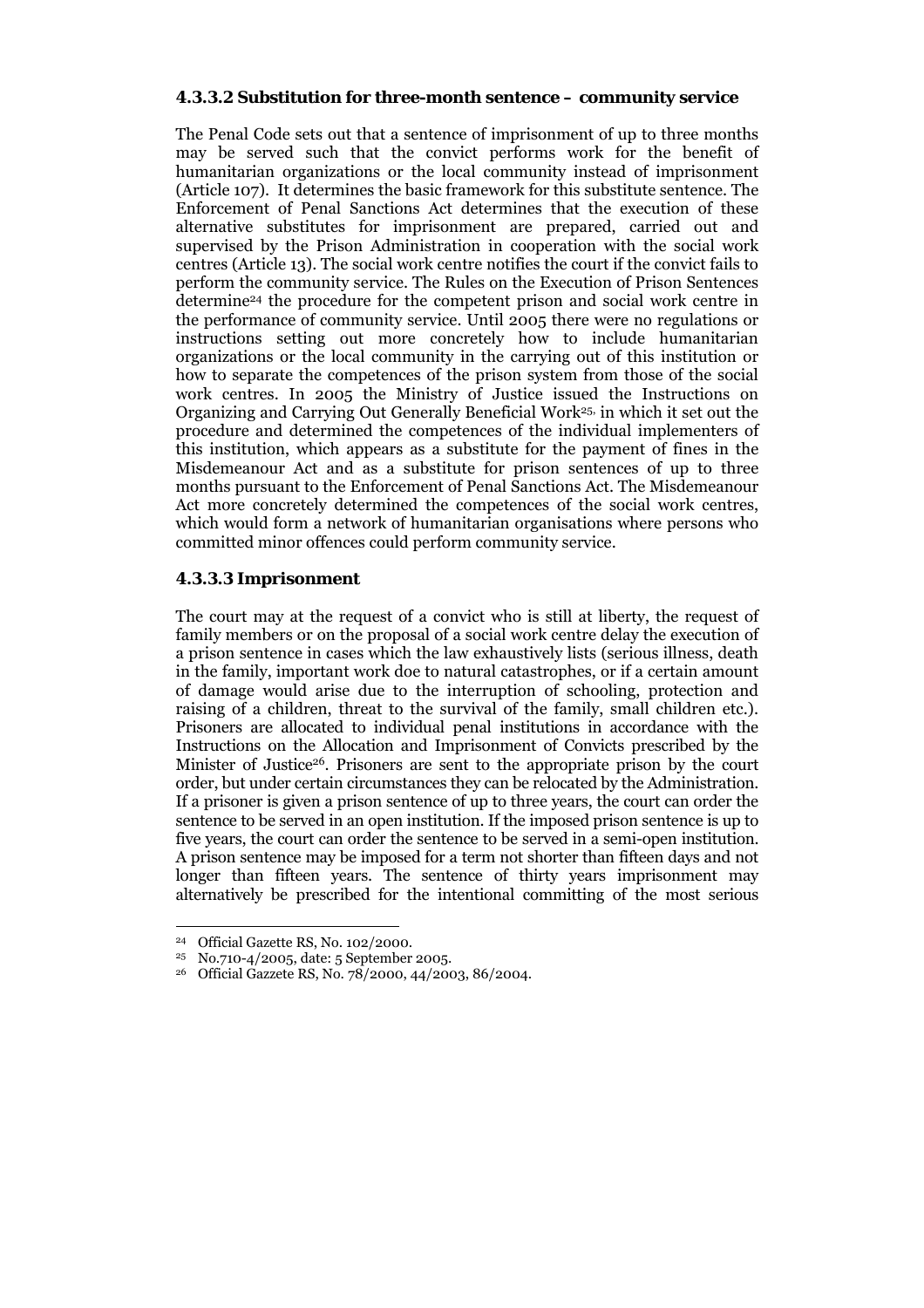#### 4.3.3.2 Substitution for three-month sentence – community service

The Penal Code sets out that a sentence of imprisonment of up to three months may be served such that the convict performs work for the benefit of humanitarian organizations or the local community instead of imprisonment (Article 107). It determines the basic framework for this substitute sentence. The Enforcement of Penal Sanctions Act determines that the execution of these alternative substitutes for imprisonment are prepared, carried out and supervised by the Prison Administration in cooperation with the social work centres (Article 13). The social work centre notifies the court if the convict fails to perform the community service. The Rules on the Execution of Prison Sentences determine[24] the procedure for the competent prison and social work centre in the performance of community service. Until 2005 there were no regulations or instructions setting out more concretely how to include humanitarian organizations or the local community in the carrying out of this institution or how to separate the competences of the prison system from those of the social work centres. In 2005 the Ministry of Justice issued the Instructions on Organizing and Carrying Out Generally Beneficial Work[25], in which it set out the procedure and determined the competences of the individual implementers of this institution, which appears as a substitute for the payment of fines in the Misdemeanour Act and as a substitute for prison sentences of up to three months pursuant to the Enforcement of Penal Sanctions Act. The Misdemeanour Act more concretely determined the competences of the social work centres, which would form a network of humanitarian organisations where persons who committed minor offences could perform community service.

#### 4.3.3.3 Imprisonment

The court may at the request of a convict who is still at liberty, the request of family members or on the proposal of a social work centre delay the execution of a prison sentence in cases which the law exhaustively lists (serious illness, death in the family, important work doe to natural catastrophes, or if a certain amount of damage would arise due to the interruption of schooling, protection and raising of a children, threat to the survival of the family, small children etc.). Prisoners are allocated to individual penal institutions in accordance with the Instructions on the Allocation and Imprisonment of Convicts prescribed by the Minister of Justice[26]. Prisoners are sent to the appropriate prison by the court order, but under certain circumstances they can be relocated by the Administration. If a prisoner is given a prison sentence of up to three years, the court can order the sentence to be served in an open institution. If the imposed prison sentence is up to five years, the court can order the sentence to be served in a semi-open institution. A prison sentence may be imposed for a term not shorter than fifteen days and not longer than fifteen years. The sentence of thirty years imprisonment may alternatively be prescribed for the intentional committing of the most serious

---

[24] Official Gazette RS, No. 102/2000.

[25] No.710-4/2005, date: 5 September 2005.

[26] Official Gazzete RS, No. 78/2000, 44/2003, 86/2004.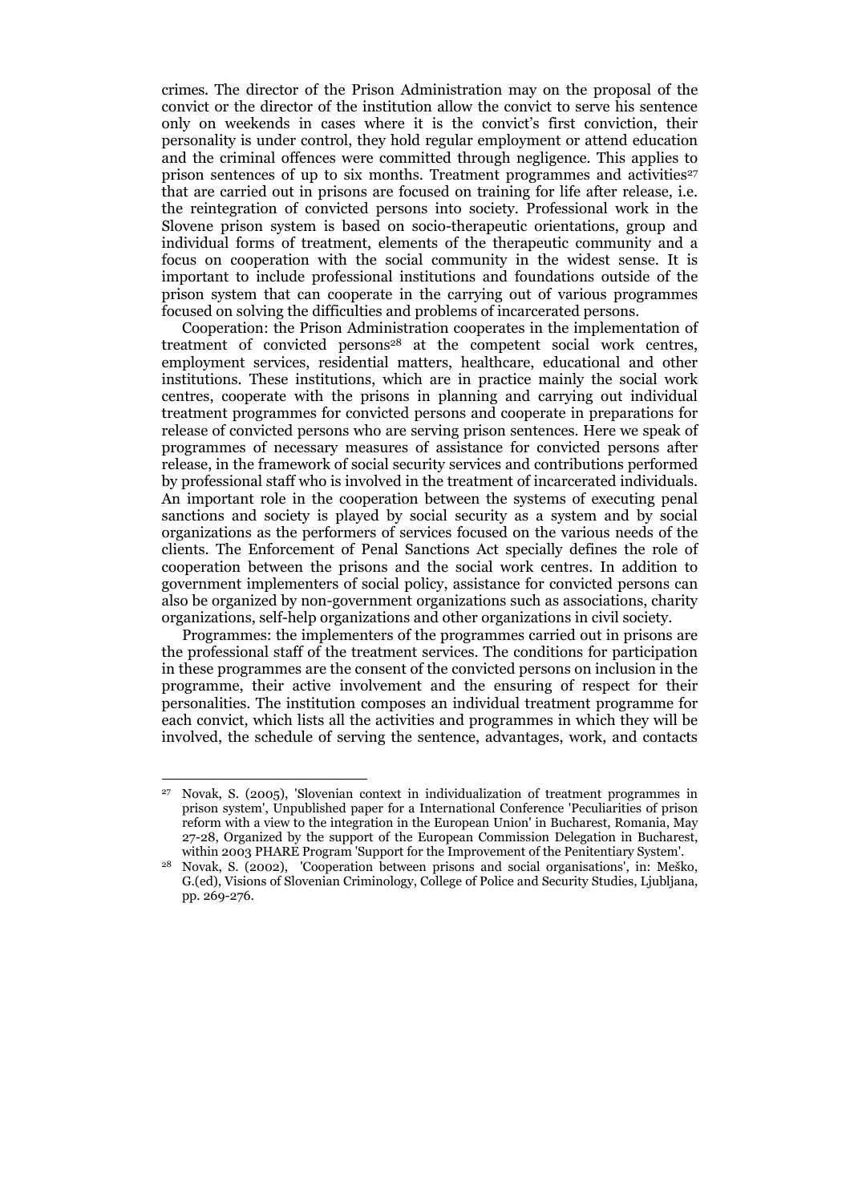crimes. The director of the Prison Administration may on the proposal of the convict or the director of the institution allow the convict to serve his sentence only on weekends in cases where it is the convict's first conviction, their personality is under control, they hold regular employment or attend education and the criminal offences were committed through negligence. This applies to prison sentences of up to six months. Treatment programmes and activities[27] that are carried out in prisons are focused on training for life after release, i.e. the reintegration of convicted persons into society. Professional work in the Slovene prison system is based on socio-therapeutic orientations, group and individual forms of treatment, elements of the therapeutic community and a focus on cooperation with the social community in the widest sense. It is important to include professional institutions and foundations outside of the prison system that can cooperate in the carrying out of various programmes focused on solving the difficulties and problems of incarcerated persons.

Cooperation: the Prison Administration cooperates in the implementation of treatment of convicted persons[28] at the competent social work centres, employment services, residential matters, healthcare, educational and other institutions. These institutions, which are in practice mainly the social work centres, cooperate with the prisons in planning and carrying out individual treatment programmes for convicted persons and cooperate in preparations for release of convicted persons who are serving prison sentences. Here we speak of programmes of necessary measures of assistance for convicted persons after release, in the framework of social security services and contributions performed by professional staff who is involved in the treatment of incarcerated individuals. An important role in the cooperation between the systems of executing penal sanctions and society is played by social security as a system and by social organizations as the performers of services focused on the various needs of the clients. The Enforcement of Penal Sanctions Act specially defines the role of cooperation between the prisons and the social work centres. In addition to government implementers of social policy, assistance for convicted persons can also be organized by non-government organizations such as associations, charity organizations, self-help organizations and other organizations in civil society.

Programmes: the implementers of the programmes carried out in prisons are the professional staff of the treatment services. The conditions for participation in these programmes are the consent of the convicted persons on inclusion in the programme, their active involvement and the ensuring of respect for their personalities. The institution composes an individual treatment programme for each convict, which lists all the activities and programmes in which they will be involved, the schedule of serving the sentence, advantages, work, and contacts

---

[27] Novak, S. (2005), 'Slovenian context in individualization of treatment programmes in prison system', Unpublished paper for a International Conference 'Peculiarities of prison reform with a view to the integration in the European Union' in Bucharest, Romania, May 27-28, Organized by the support of the European Commission Delegation in Bucharest, within 2003 PHARE Program 'Support for the Improvement of the Penitentiary System'.

[28] Novak, S. (2002), 'Cooperation between prisons and social organisations', in: Meško, G.(ed), Visions of Slovenian Criminology, College of Police and Security Studies, Ljubljana, pp. 269-276.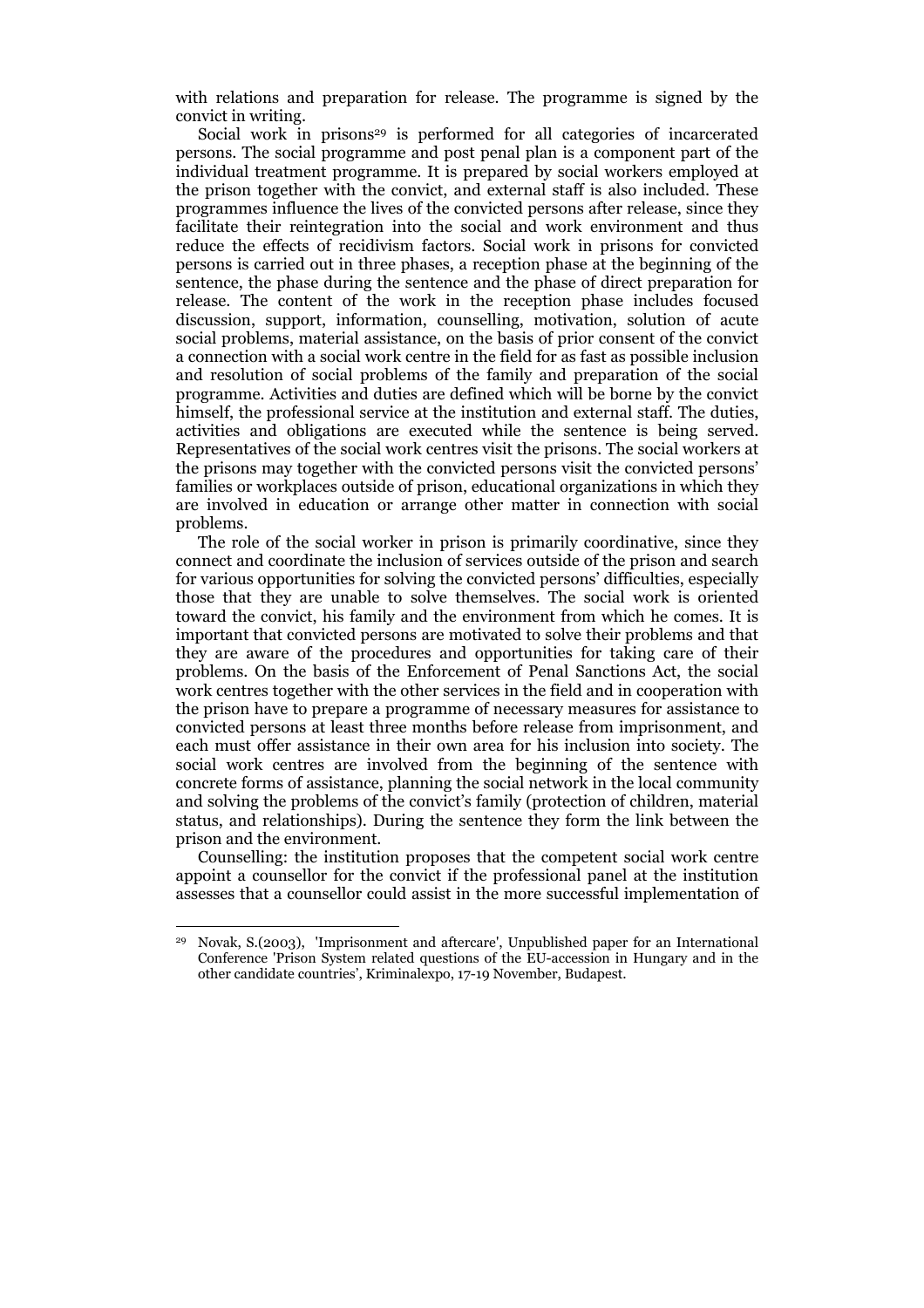with relations and preparation for release. The programme is signed by the convict in writing.

Social work in prisons[29] is performed for all categories of incarcerated persons. The social programme and post penal plan is a component part of the individual treatment programme. It is prepared by social workers employed at the prison together with the convict, and external staff is also included. These programmes influence the lives of the convicted persons after release, since they facilitate their reintegration into the social and work environment and thus reduce the effects of recidivism factors. Social work in prisons for convicted persons is carried out in three phases, a reception phase at the beginning of the sentence, the phase during the sentence and the phase of direct preparation for release. The content of the work in the reception phase includes focused discussion, support, information, counselling, motivation, solution of acute social problems, material assistance, on the basis of prior consent of the convict a connection with a social work centre in the field for as fast as possible inclusion and resolution of social problems of the family and preparation of the social programme. Activities and duties are defined which will be borne by the convict himself, the professional service at the institution and external staff. The duties, activities and obligations are executed while the sentence is being served. Representatives of the social work centres visit the prisons. The social workers at the prisons may together with the convicted persons visit the convicted persons' families or workplaces outside of prison, educational organizations in which they are involved in education or arrange other matter in connection with social problems.

The role of the social worker in prison is primarily coordinative, since they connect and coordinate the inclusion of services outside of the prison and search for various opportunities for solving the convicted persons' difficulties, especially those that they are unable to solve themselves. The social work is oriented toward the convict, his family and the environment from which he comes. It is important that convicted persons are motivated to solve their problems and that they are aware of the procedures and opportunities for taking care of their problems. On the basis of the Enforcement of Penal Sanctions Act, the social work centres together with the other services in the field and in cooperation with the prison have to prepare a programme of necessary measures for assistance to convicted persons at least three months before release from imprisonment, and each must offer assistance in their own area for his inclusion into society. The social work centres are involved from the beginning of the sentence with concrete forms of assistance, planning the social network in the local community and solving the problems of the convict's family (protection of children, material status, and relationships). During the sentence they form the link between the prison and the environment.

Counselling: the institution proposes that the competent social work centre appoint a counsellor for the convict if the professional panel at the institution assesses that a counsellor could assist in the more successful implementation of

---

[29] Novak, S.(2003), 'Imprisonment and aftercare', Unpublished paper for an International Conference 'Prison System related questions of the EU-accession in Hungary and in the other candidate countries', Kriminalexpo, 17-19 November, Budapest.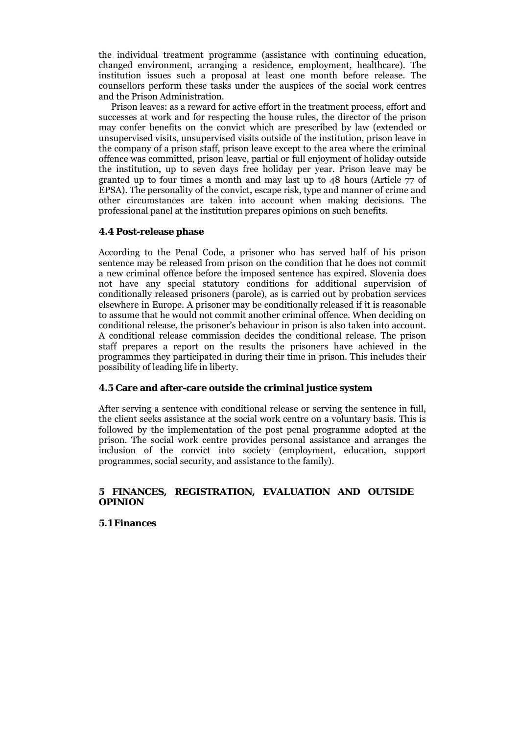the individual treatment programme (assistance with continuing education, changed environment, arranging a residence, employment, healthcare). The institution issues such a proposal at least one month before release. The counsellors perform these tasks under the auspices of the social work centres and the Prison Administration.

Prison leaves: as a reward for active effort in the treatment process, effort and successes at work and for respecting the house rules, the director of the prison may confer benefits on the convict which are prescribed by law (extended or unsupervised visits, unsupervised visits outside of the institution, prison leave in the company of a prison staff, prison leave except to the area where the criminal offence was committed, prison leave, partial or full enjoyment of holiday outside the institution, up to seven days free holiday per year. Prison leave may be granted up to four times a month and may last up to 48 hours (Article 77 of EPSA). The personality of the convict, escape risk, type and manner of crime and other circumstances are taken into account when making decisions. The professional panel at the institution prepares opinions on such benefits.

### 4.4 Post-release phase

According to the Penal Code, a prisoner who has served half of his prison sentence may be released from prison on the condition that he does not commit a new criminal offence before the imposed sentence has expired. Slovenia does not have any special statutory conditions for additional supervision of conditionally released prisoners (parole), as is carried out by probation services elsewhere in Europe. A prisoner may be conditionally released if it is reasonable to assume that he would not commit another criminal offence. When deciding on conditional release, the prisoner's behaviour in prison is also taken into account. A conditional release commission decides the conditional release. The prison staff prepares a report on the results the prisoners have achieved in the programmes they participated in during their time in prison. This includes their possibility of leading life in liberty.

### 4.5 Care and after-care outside the criminal justice system

After serving a sentence with conditional release or serving the sentence in full, the client seeks assistance at the social work centre on a voluntary basis. This is followed by the implementation of the post penal programme adopted at the prison. The social work centre provides personal assistance and arranges the inclusion of the convict into society (employment, education, support programmes, social security, and assistance to the family).

## 5 FINANCES, REGISTRATION, EVALUATION AND OUTSIDE OPINION

### 5.1 Finances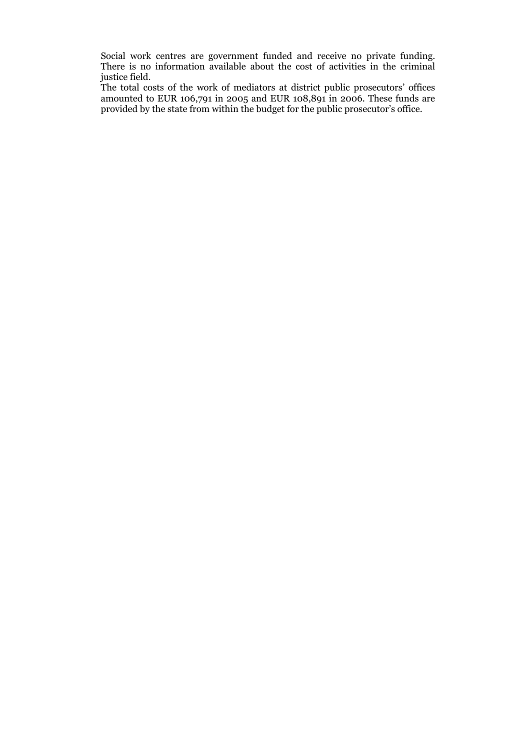Social work centres are government funded and receive no private funding. There is no information available about the cost of activities in the criminal justice field.

The total costs of the work of mediators at district public prosecutors' offices amounted to EUR 106,791 in 2005 and EUR 108,891 in 2006. These funds are provided by the state from within the budget for the public prosecutor's office.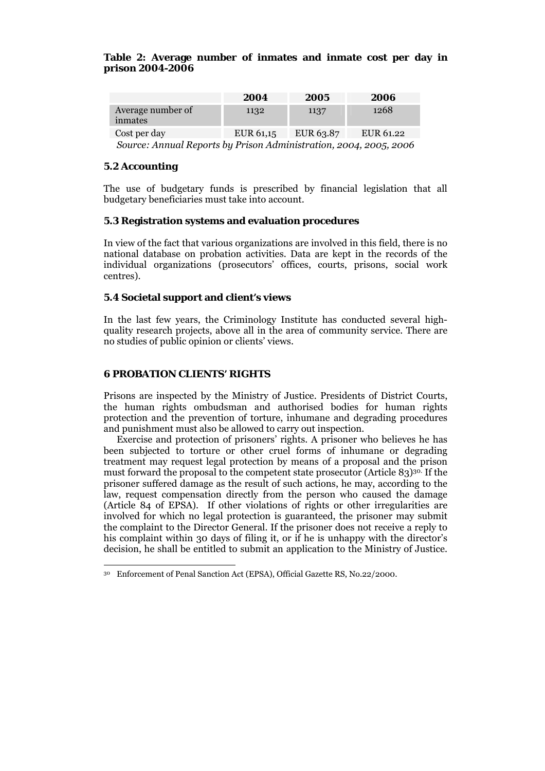**Table 2: Average number of inmates and inmate cost per day in prison 2004-2006**

| | 2004 | 2005 | 2006 |
|---|---|---|---|
| Average number of inmates | 1132 | 1137 | 1268 |
| Cost per day | EUR 61,15 | EUR 63.87 | EUR 61.22 |

*Source: Annual Reports by Prison Administration, 2004, 2005, 2006*

### 5.2 Accounting

The use of budgetary funds is prescribed by financial legislation that all budgetary beneficiaries must take into account.

### 5.3 Registration systems and evaluation procedures

In view of the fact that various organizations are involved in this field, there is no national database on probation activities. Data are kept in the records of the individual organizations (prosecutors' offices, courts, prisons, social work centres).

### 5.4 Societal support and client's views

In the last few years, the Criminology Institute has conducted several high-quality research projects, above all in the area of community service. There are no studies of public opinion or clients' views.

## 6 PROBATION CLIENTS' RIGHTS

Prisons are inspected by the Ministry of Justice. Presidents of District Courts, the human rights ombudsman and authorised bodies for human rights protection and the prevention of torture, inhumane and degrading procedures and punishment must also be allowed to carry out inspection.

Exercise and protection of prisoners' rights. A prisoner who believes he has been subjected to torture or other cruel forms of inhumane or degrading treatment may request legal protection by means of a proposal and the prison must forward the proposal to the competent state prosecutor (Article 83)[30]. If the prisoner suffered damage as the result of such actions, he may, according to the law, request compensation directly from the person who caused the damage (Article 84 of EPSA). If other violations of rights or other irregularities are involved for which no legal protection is guaranteed, the prisoner may submit the complaint to the Director General. If the prisoner does not receive a reply to his complaint within 30 days of filing it, or if he is unhappy with the director's decision, he shall be entitled to submit an application to the Ministry of Justice.

[30] Enforcement of Penal Sanction Act (EPSA), Official Gazette RS, No.22/2000.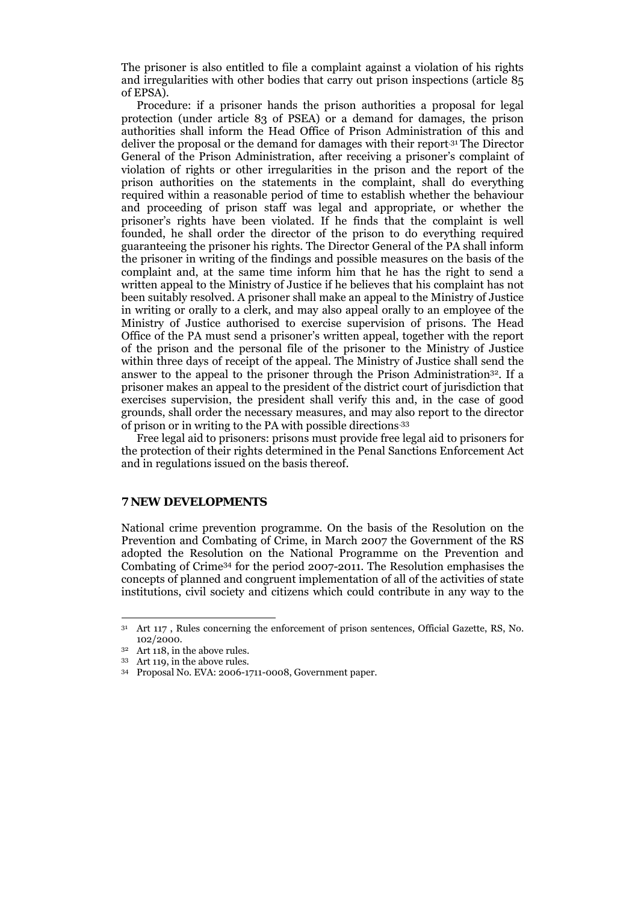The prisoner is also entitled to file a complaint against a violation of his rights and irregularities with other bodies that carry out prison inspections (article 85 of EPSA).

Procedure: if a prisoner hands the prison authorities a proposal for legal protection (under article 83 of PSEA) or a demand for damages, the prison authorities shall inform the Head Office of Prison Administration of this and deliver the proposal or the demand for damages with their report.[31] The Director General of the Prison Administration, after receiving a prisoner's complaint of violation of rights or other irregularities in the prison and the report of the prison authorities on the statements in the complaint, shall do everything required within a reasonable period of time to establish whether the behaviour and proceeding of prison staff was legal and appropriate, or whether the prisoner's rights have been violated. If he finds that the complaint is well founded, he shall order the director of the prison to do everything required guaranteeing the prisoner his rights. The Director General of the PA shall inform the prisoner in writing of the findings and possible measures on the basis of the complaint and, at the same time inform him that he has the right to send a written appeal to the Ministry of Justice if he believes that his complaint has not been suitably resolved. A prisoner shall make an appeal to the Ministry of Justice in writing or orally to a clerk, and may also appeal orally to an employee of the Ministry of Justice authorised to exercise supervision of prisons. The Head Office of the PA must send a prisoner's written appeal, together with the report of the prison and the personal file of the prisoner to the Ministry of Justice within three days of receipt of the appeal. The Ministry of Justice shall send the answer to the appeal to the prisoner through the Prison Administration[32]. If a prisoner makes an appeal to the president of the district court of jurisdiction that exercises supervision, the president shall verify this and, in the case of good grounds, shall order the necessary measures, and may also report to the director of prison or in writing to the PA with possible directions.[33]

Free legal aid to prisoners: prisons must provide free legal aid to prisoners for the protection of their rights determined in the Penal Sanctions Enforcement Act and in regulations issued on the basis thereof.

## 7 NEW DEVELOPMENTS

National crime prevention programme. On the basis of the Resolution on the Prevention and Combating of Crime, in March 2007 the Government of the RS adopted the Resolution on the National Programme on the Prevention and Combating of Crime[34] for the period 2007-2011. The Resolution emphasises the concepts of planned and congruent implementation of all of the activities of state institutions, civil society and citizens which could contribute in any way to the

---

[31] Art 117 , Rules concerning the enforcement of prison sentences, Official Gazette, RS, No. 102/2000.

[32] Art 118, in the above rules.

[33] Art 119, in the above rules.

[34] Proposal No. EVA: 2006-1711-0008, Government paper.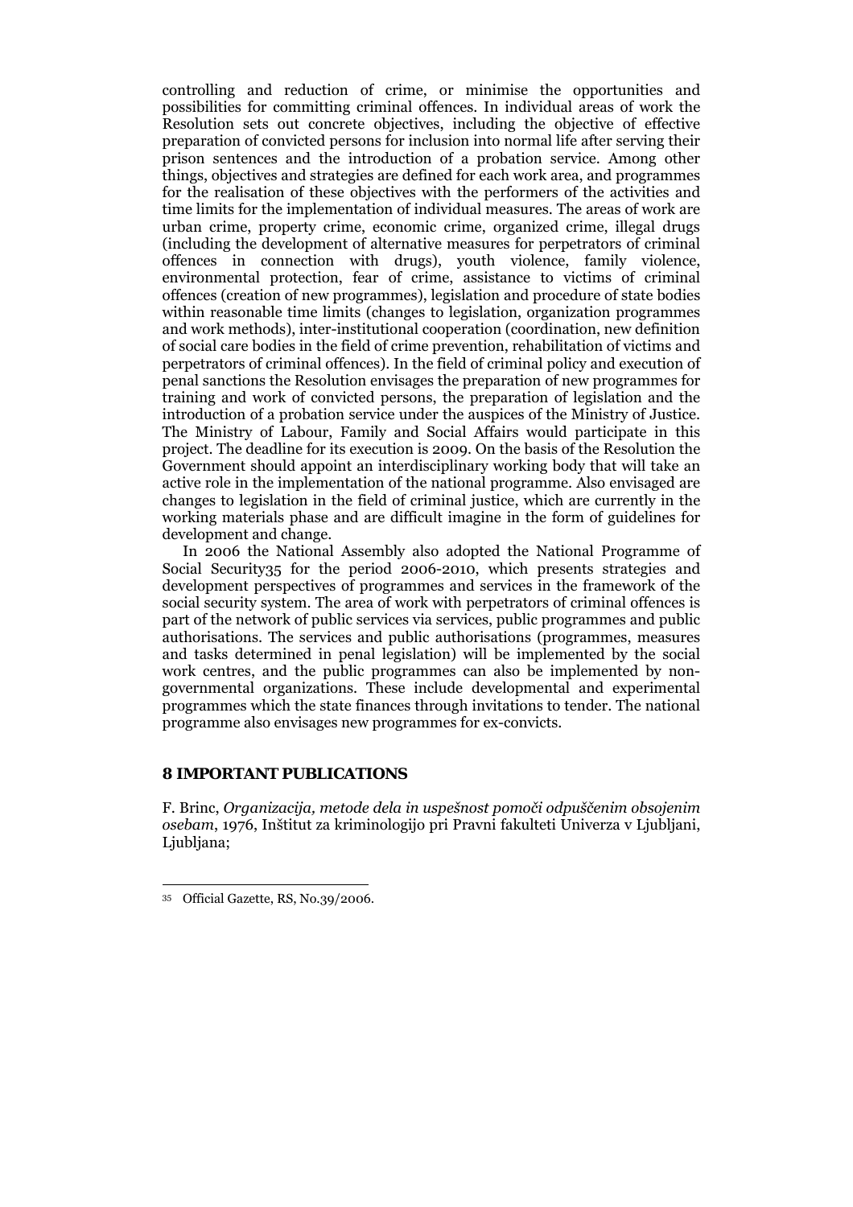controlling and reduction of crime, or minimise the opportunities and possibilities for committing criminal offences. In individual areas of work the Resolution sets out concrete objectives, including the objective of effective preparation of convicted persons for inclusion into normal life after serving their prison sentences and the introduction of a probation service. Among other things, objectives and strategies are defined for each work area, and programmes for the realisation of these objectives with the performers of the activities and time limits for the implementation of individual measures. The areas of work are urban crime, property crime, economic crime, organized crime, illegal drugs (including the development of alternative measures for perpetrators of criminal offences in connection with drugs), youth violence, family violence, environmental protection, fear of crime, assistance to victims of criminal offences (creation of new programmes), legislation and procedure of state bodies within reasonable time limits (changes to legislation, organization programmes and work methods), inter-institutional cooperation (coordination, new definition of social care bodies in the field of crime prevention, rehabilitation of victims and perpetrators of criminal offences). In the field of criminal policy and execution of penal sanctions the Resolution envisages the preparation of new programmes for training and work of convicted persons, the preparation of legislation and the introduction of a probation service under the auspices of the Ministry of Justice. The Ministry of Labour, Family and Social Affairs would participate in this project. The deadline for its execution is 2009. On the basis of the Resolution the Government should appoint an interdisciplinary working body that will take an active role in the implementation of the national programme. Also envisaged are changes to legislation in the field of criminal justice, which are currently in the working materials phase and are difficult imagine in the form of guidelines for development and change.

In 2006 the National Assembly also adopted the National Programme of Social Security[35] for the period 2006-2010, which presents strategies and development perspectives of programmes and services in the framework of the social security system. The area of work with perpetrators of criminal offences is part of the network of public services via services, public programmes and public authorisations. The services and public authorisations (programmes, measures and tasks determined in penal legislation) will be implemented by the social work centres, and the public programmes can also be implemented by non-governmental organizations. These include developmental and experimental programmes which the state finances through invitations to tender. The national programme also envisages new programmes for ex-convicts.

## 8 IMPORTANT PUBLICATIONS

F. Brinc, *Organizacija, metode dela in uspešnost pomoči odpuščenim obsojenim osebam*, 1976, Inštitut za kriminologijo pri Pravni fakulteti Univerza v Ljubljani, Ljubljana;

---

[35] Official Gazette, RS, No.39/2006.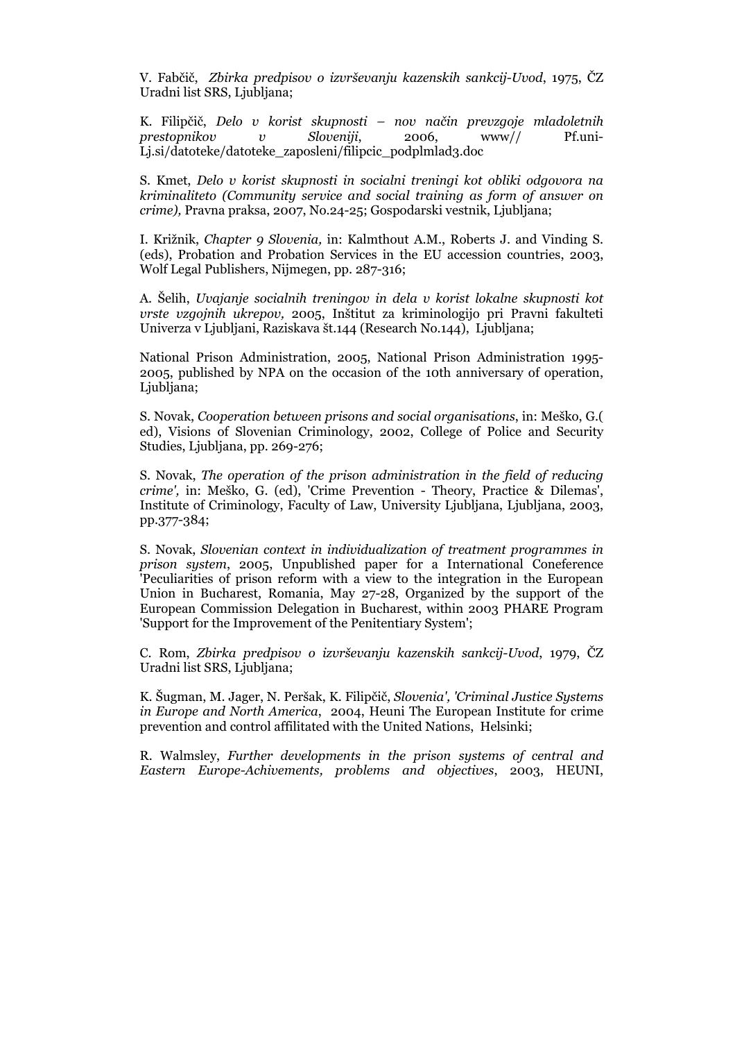V. Fabčič, *Zbirka predpisov o izvrševanju kazenskih sankcij-Uvod*, 1975, ČZ Uradni list SRS, Ljubljana;

K. Filipčič, *Delo v korist skupnosti – nov način prevzgoje mladoletnih prestopnikov v Sloveniji*, 2006, www// Pf.uni-Lj.si/datoteke/datoteke_zaposleni/filipcic_podplmlad3.doc

S. Kmet, *Delo v korist skupnosti in socialni treningi kot obliki odgovora na kriminaliteto (Community service and social training as form of answer on crime),* Pravna praksa, 2007, No.24-25; Gospodarski vestnik, Ljubljana;

I. Križnik, *Chapter 9 Slovenia,* in: Kalmthout A.M., Roberts J. and Vinding S. (eds), Probation and Probation Services in the EU accession countries, 2003, Wolf Legal Publishers, Nijmegen, pp. 287-316;

A. Šelih, *Uvajanje socialnih treningov in dela v korist lokalne skupnosti kot vrste vzgojnih ukrepov,* 2005, Inštitut za kriminologijo pri Pravni fakulteti Univerza v Ljubljani, Raziskava št.144 (Research No.144), Ljubljana;

National Prison Administration, 2005, National Prison Administration 1995-2005, published by NPA on the occasion of the 10th anniversary of operation, Ljubljana;

S. Novak, *Cooperation between prisons and social organisations*, in: Meško, G.( ed), Visions of Slovenian Criminology, 2002, College of Police and Security Studies, Ljubljana, pp. 269-276;

S. Novak, *The operation of the prison administration in the field of reducing crime',* in: Meško, G. (ed), 'Crime Prevention - Theory, Practice & Dilemas', Institute of Criminology, Faculty of Law, University Ljubljana, Ljubljana, 2003, pp.377-384;

S. Novak, *Slovenian context in individualization of treatment programmes in prison system*, 2005, Unpublished paper for a International Coneference 'Peculiarities of prison reform with a view to the integration in the European Union in Bucharest, Romania, May 27-28, Organized by the support of the European Commission Delegation in Bucharest, within 2003 PHARE Program 'Support for the Improvement of the Penitentiary System';

C. Rom, *Zbirka predpisov o izvrševanju kazenskih sankcij-Uvod*, 1979, ČZ Uradni list SRS, Ljubljana;

K. Šugman, M. Jager, N. Peršak, K. Filipčič, *Slovenia', 'Criminal Justice Systems in Europe and North America*, 2004, Heuni The European Institute for crime prevention and control affilitated with the United Nations, Helsinki;

R. Walmsley, *Further developments in the prison systems of central and Eastern Europe-Achivements, problems and objectives*, 2003, HEUNI,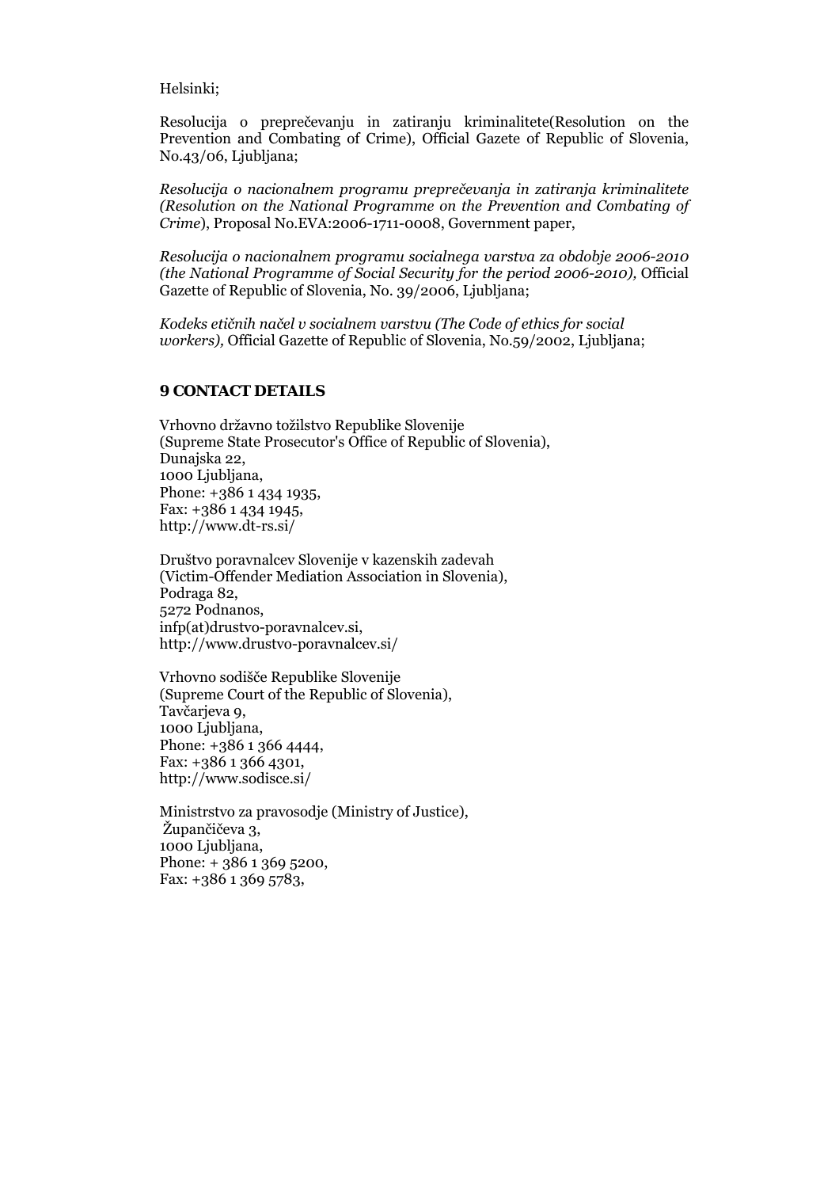Helsinki;

Resolucija o preprečevanju in zatiranju kriminalitete(Resolution on the Prevention and Combating of Crime), Official Gazete of Republic of Slovenia, No.43/06, Ljubljana;

*Resolucija o nacionalnem programu preprečevanja in zatiranja kriminalitete (Resolution on the National Programme on the Prevention and Combating of Crime*), Proposal No.EVA:2006-1711-0008, Government paper,

*Resolucija o nacionalnem programu socialnega varstva za obdobje 2006-2010 (the National Programme of Social Security for the period 2006-2010),* Official Gazette of Republic of Slovenia, No. 39/2006, Ljubljana;

*Kodeks etičnih načel v socialnem varstvu (The Code of ethics for social workers),* Official Gazette of Republic of Slovenia, No.59/2002, Ljubljana;

## 9 CONTACT DETAILS

Vrhovno državno tožilstvo Republike Slovenije
(Supreme State Prosecutor's Office of Republic of Slovenia),
Dunajska 22,
1000 Ljubljana,
Phone: +386 1 434 1935,
Fax: +386 1 434 1945,
http://www.dt-rs.si/

Društvo poravnalcev Slovenije v kazenskih zadevah
(Victim-Offender Mediation Association in Slovenia),
Podraga 82,
5272 Podnanos,
infp(at)drustvo-poravnalcev.si,
http://www.drustvo-poravnalcev.si/

Vrhovno sodišče Republike Slovenije
(Supreme Court of the Republic of Slovenia),
Tavčarjeva 9,
1000 Ljubljana,
Phone: +386 1 366 4444,
Fax: +386 1 366 4301,
http://www.sodisce.si/

Ministrstvo za pravosodje (Ministry of Justice),
Župančičeva 3,
1000 Ljubljana,
Phone: + 386 1 369 5200,
Fax: +386 1 369 5783,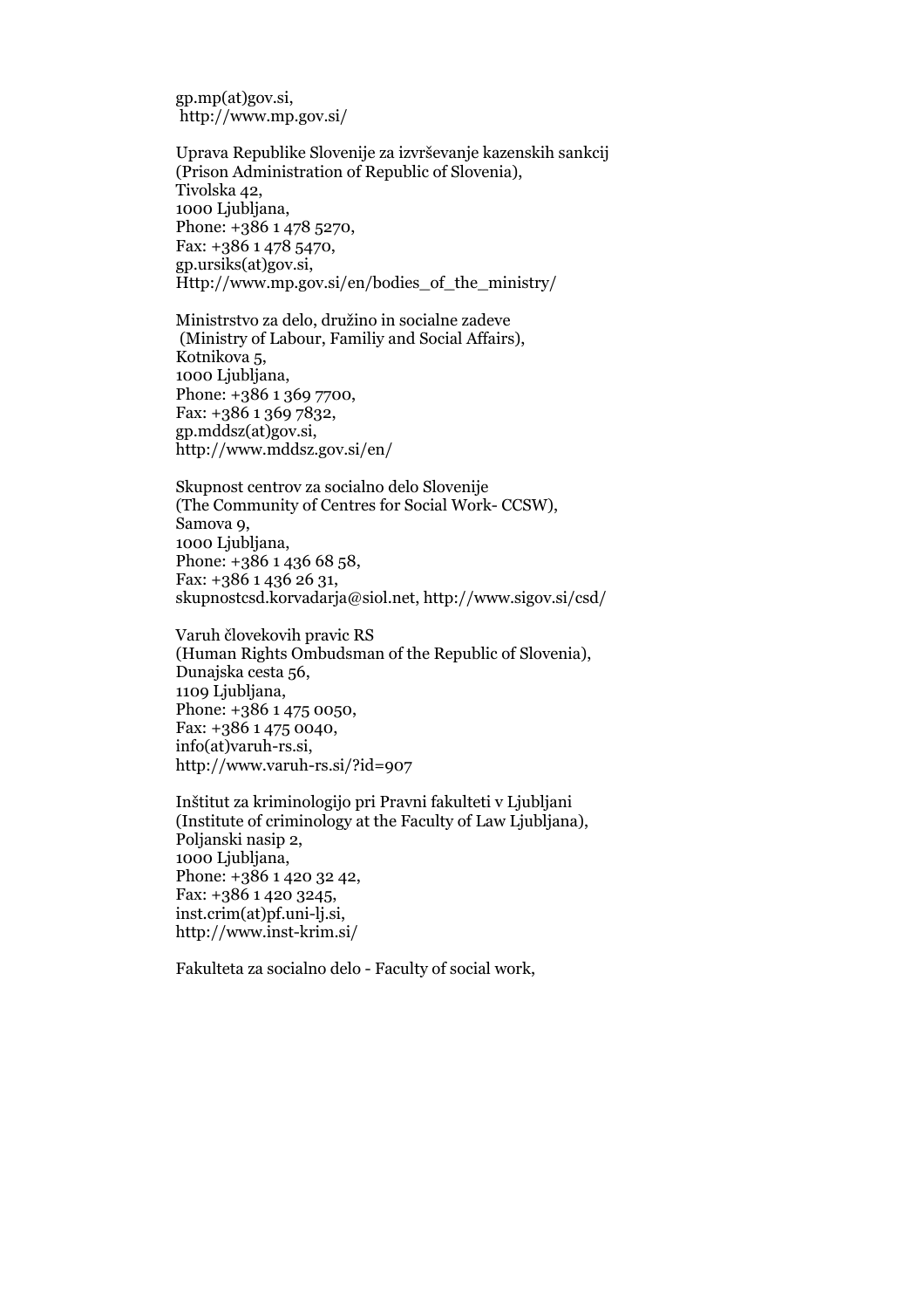gp.mp(at)gov.si,
http://www.mp.gov.si/

Uprava Republike Slovenije za izvrševanje kazenskih sankcij
(Prison Administration of Republic of Slovenia),
Tivolska 42,
1000 Ljubljana,
Phone: +386 1 478 5270,
Fax: +386 1 478 5470,
gp.ursiks(at)gov.si,
Http://www.mp.gov.si/en/bodies_of_the_ministry/

Ministrstvo za delo, družino in socialne zadeve
(Ministry of Labour, Familiy and Social Affairs),
Kotnikova 5,
1000 Ljubljana,
Phone: +386 1 369 7700,
Fax: +386 1 369 7832,
gp.mddsz(at)gov.si,
http://www.mddsz.gov.si/en/

Skupnost centrov za socialno delo Slovenije
(The Community of Centres for Social Work- CCSW),
Samova 9,
1000 Ljubljana,
Phone: +386 1 436 68 58,
Fax: +386 1 436 26 31,
skupnostcsd.korvadarja@siol.net, http://www.sigov.si/csd/

Varuh človekovih pravic RS
(Human Rights Ombudsman of the Republic of Slovenia),
Dunajska cesta 56,
1109 Ljubljana,
Phone: +386 1 475 0050,
Fax: +386 1 475 0040,
info(at)varuh-rs.si,
http://www.varuh-rs.si/?id=907

Inštitut za kriminologijo pri Pravni fakulteti v Ljubljani
(Institute of criminology at the Faculty of Law Ljubljana),
Poljanski nasip 2,
1000 Ljubljana,
Phone: +386 1 420 32 42,
Fax: +386 1 420 3245,
inst.crim(at)pf.uni-lj.si,
http://www.inst-krim.si/

Fakulteta za socialno delo - Faculty of social work,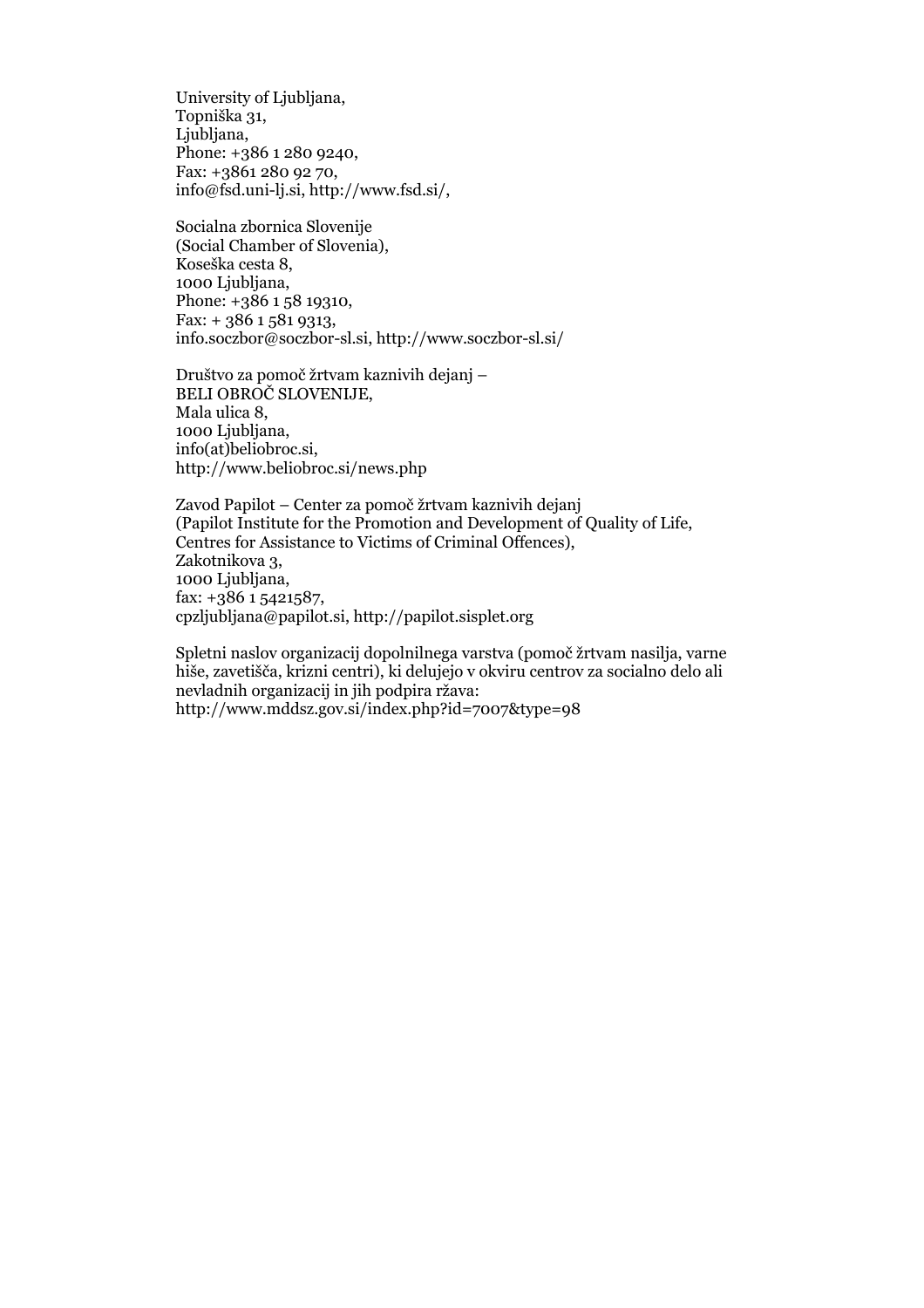University of Ljubljana,  
Topniška 31,  
Ljubljana,  
Phone: +386 1 280 9240,  
Fax: +3861 280 92 70,  
info@fsd.uni-lj.si, http://www.fsd.si/,

Socialna zbornica Slovenije  
(Social Chamber of Slovenia),  
Koseška cesta 8,  
1000 Ljubljana,  
Phone: +386 1 58 19310,  
Fax: + 386 1 581 9313,  
info.soczbor@soczbor-sl.si, http://www.soczbor-sl.si/

Društvo za pomoč žrtvam kaznivih dejanj –  
BELI OBROČ SLOVENIJE,  
Mala ulica 8,  
1000 Ljubljana,  
info(at)beliobroc.si,  
http://www.beliobroc.si/news.php

Zavod Papilot – Center za pomoč žrtvam kaznivih dejanj  
(Papilot Institute for the Promotion and Development of Quality of Life,  
Centres for Assistance to Victims of Criminal Offences),  
Zakotnikova 3,  
1000 Ljubljana,  
fax: +386 1 5421587,  
cpzljubljana@papilot.si, http://papilot.sisplet.org

Spletni naslov organizacij dopolnilnega varstva (pomoč žrtvam nasilja, varne hiše, zavetišča, krizni centri), ki delujejo v okviru centrov za socialno delo ali nevladnih organizacij in jih podpira ržava:  
http://www.mddsz.gov.si/index.php?id=7007&type=98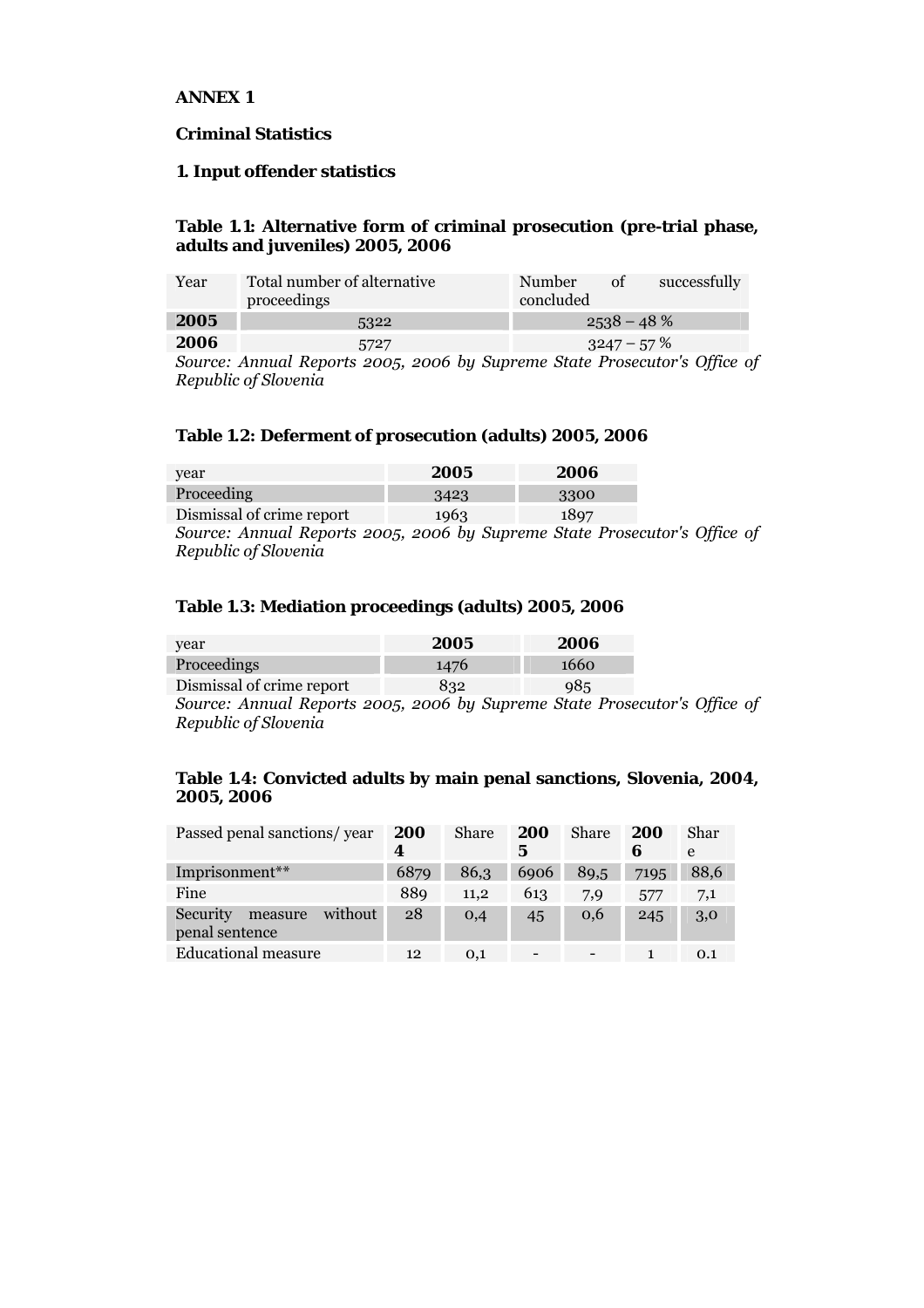**ANNEX 1**

**Criminal Statistics**

**1. Input offender statistics**

**Table 1.1: Alternative form of criminal prosecution (pre-trial phase, adults and juveniles) 2005, 2006**

| Year | Total number of alternative proceedings | Number of successfully concluded |
|---|---|---|
| **2005** | 5322 | 2538 – 48 % |
| **2006** | 5727 | 3247 – 57 % |

*Source: Annual Reports 2005, 2006 by Supreme State Prosecutor's Office of Republic of Slovenia*

**Table 1.2: Deferment of prosecution (adults) 2005, 2006**

| year | **2005** | **2006** |
|---|---|---|
| Proceeding | 3423 | 3300 |
| Dismissal of crime report | 1963 | 1897 |

*Source: Annual Reports 2005, 2006 by Supreme State Prosecutor's Office of Republic of Slovenia*

**Table 1.3: Mediation proceedings (adults) 2005, 2006**

| year | **2005** | **2006** |
|---|---|---|
| Proceedings | 1476 | 1660 |
| Dismissal of crime report | 832 | 985 |

*Source: Annual Reports 2005, 2006 by Supreme State Prosecutor's Office of Republic of Slovenia*

**Table 1.4: Convicted adults by main penal sanctions, Slovenia, 2004, 2005, 2006**

| Passed penal sanctions/ year | **2004** | Share | **2005** | Share | **2006** | Share |
|---|---|---|---|---|---|---|
| Imprisonment** | 6879 | 86,3 | 6906 | 89,5 | 7195 | 88,6 |
| Fine | 889 | 11,2 | 613 | 7,9 | 577 | 7,1 |
| Security measure without penal sentence | 28 | 0,4 | 45 | 0,6 | 245 | 3,0 |
| Educational measure | 12 | 0,1 | - | - | 1 | 0.1 |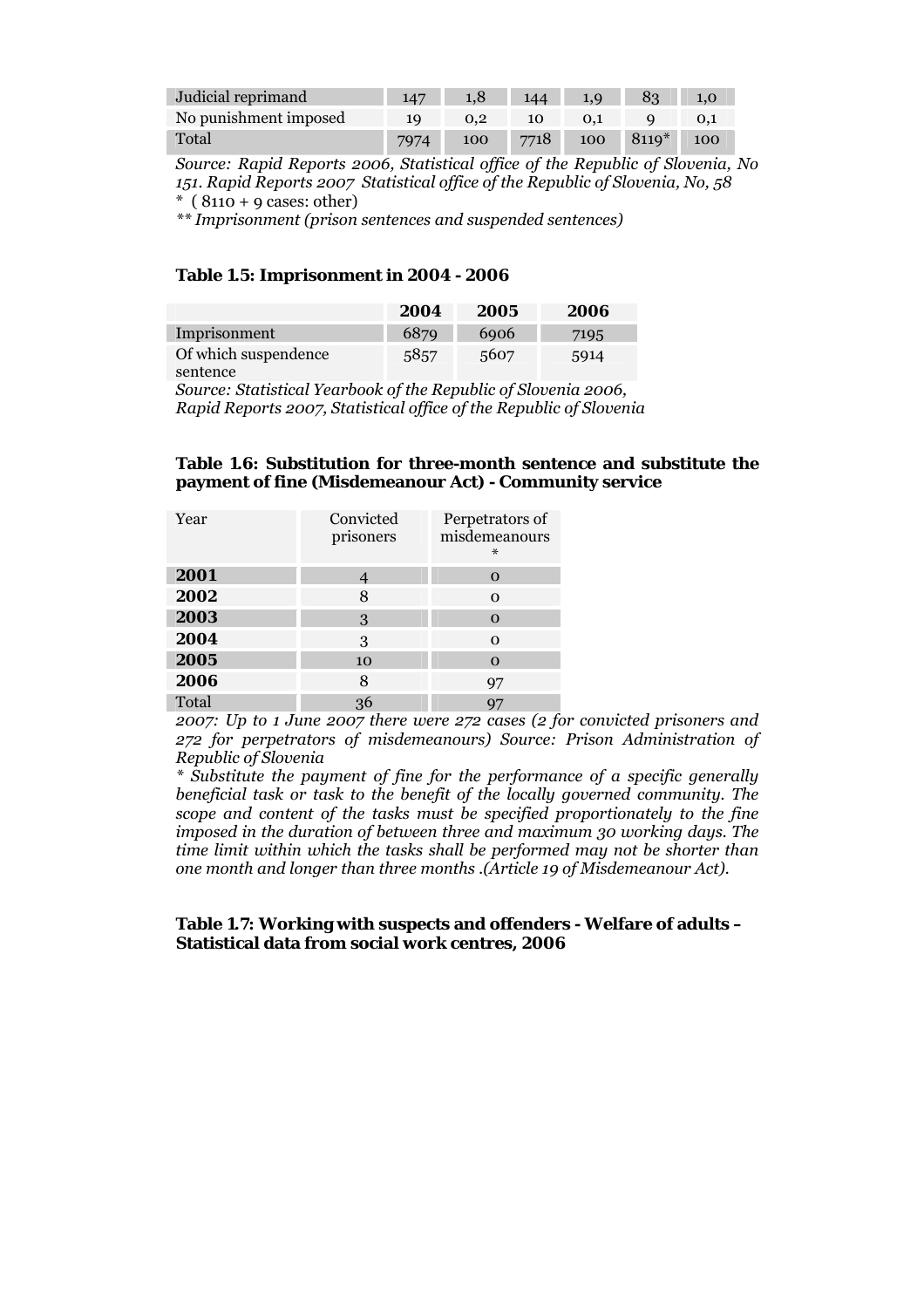| Judicial reprimand | 147 | 1,8 | 144 | 1,9 | 83 | 1,0 |
|---|---|---|---|---|---|---|
| No punishment imposed | 19 | 0,2 | 10 | 0,1 | 9 | 0,1 |
| Total | 7974 | 100 | 7718 | 100 | 8119* | 100 |

*Source: Rapid Reports 2006, Statistical office of the Republic of Slovenia, No 151. Rapid Reports 2007 Statistical office of the Republic of Slovenia, No, 58*

\* ( 8110 + 9 cases: other)

*** Imprisonment (prison sentences and suspended sentences)*

**Table 1.5: Imprisonment in 2004 - 2006**

| | 2004 | 2005 | 2006 |
|---|---|---|---|
| Imprisonment | 6879 | 6906 | 7195 |
| Of which suspendence sentence | 5857 | 5607 | 5914 |

*Source: Statistical Yearbook of the Republic of Slovenia 2006, Rapid Reports 2007, Statistical office of the Republic of Slovenia*

**Table 1.6: Substitution for three-month sentence and substitute the payment of fine (Misdemeanour Act) - Community service**

| Year | Convicted prisoners | Perpetrators of misdemeanours * |
|---|---|---|
| **2001** | 4 | 0 |
| **2002** | 8 | 0 |
| **2003** | 3 | 0 |
| **2004** | 3 | 0 |
| **2005** | 10 | 0 |
| **2006** | 8 | 97 |
| Total | 36 | 97 |

*2007: Up to 1 June 2007 there were 272 cases (2 for convicted prisoners and 272 for perpetrators of misdemeanours) Source: Prison Administration of Republic of Slovenia*

*\* Substitute the payment of fine for the performance of a specific generally beneficial task or task to the benefit of the locally governed community. The scope and content of the tasks must be specified proportionately to the fine imposed in the duration of between three and maximum 30 working days. The time limit within which the tasks shall be performed may not be shorter than one month and longer than three months .(Article 19 of Misdemeanour Act).*

**Table 1.7: Working with suspects and offenders - Welfare of adults – Statistical data from social work centres, 2006**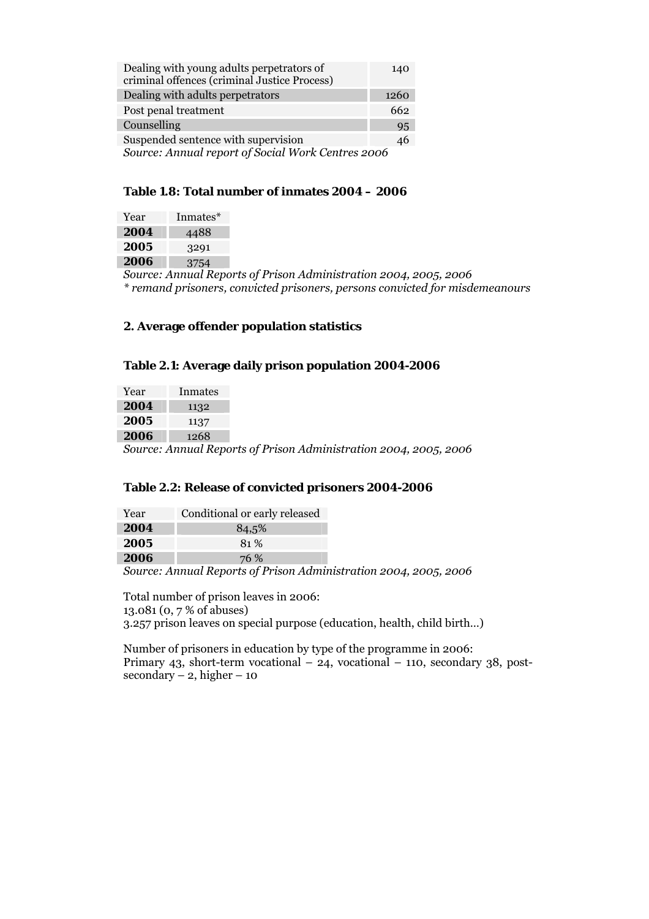| | |
|---|---|
| Dealing with young adults perpetrators of criminal offences (criminal Justice Process) | 140 |
| Dealing with adults perpetrators | 1260 |
| Post penal treatment | 662 |
| Counselling | 95 |
| Suspended sentence with supervision | 46 |

*Source: Annual report of Social Work Centres 2006*

**Table 1.8: Total number of inmates 2004 – 2006**

| Year | Inmates* |
|---|---|
| **2004** | 4488 |
| **2005** | 3291 |
| **2006** | 3754 |

*Source: Annual Reports of Prison Administration 2004, 2005, 2006*
** remand prisoners, convicted prisoners, persons convicted for misdemeanours*

## 2. Average offender population statistics

**Table 2.1: Average daily prison population 2004-2006**

| Year | Inmates |
|---|---|
| **2004** | 1132 |
| **2005** | 1137 |
| **2006** | 1268 |

*Source: Annual Reports of Prison Administration 2004, 2005, 2006*

**Table 2.2: Release of convicted prisoners 2004-2006**

| Year | Conditional or early released |
|---|---|
| **2004** | 84,5% |
| **2005** | 81 % |
| **2006** | 76 % |

*Source: Annual Reports of Prison Administration 2004, 2005, 2006*

Total number of prison leaves in 2006:
13.081 (0, 7 % of abuses)
3.257 prison leaves on special purpose (education, health, child birth…)

Number of prisoners in education by type of the programme in 2006:
Primary 43, short-term vocational – 24, vocational – 110, secondary 38, post-secondary – 2, higher – 10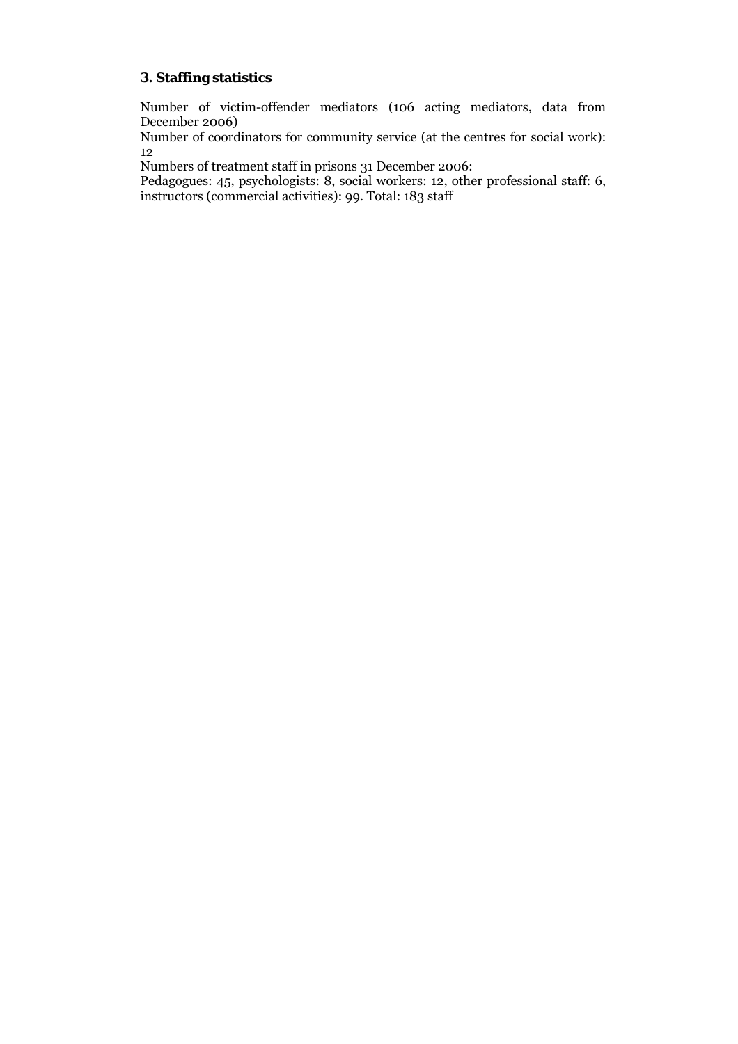### 3. Staffing statistics

Number of victim-offender mediators (106 acting mediators, data from December 2006)

Number of coordinators for community service (at the centres for social work): 12

Numbers of treatment staff in prisons 31 December 2006:

Pedagogues: 45, psychologists: 8, social workers: 12, other professional staff: 6, instructors (commercial activities): 99. Total: 183 staff